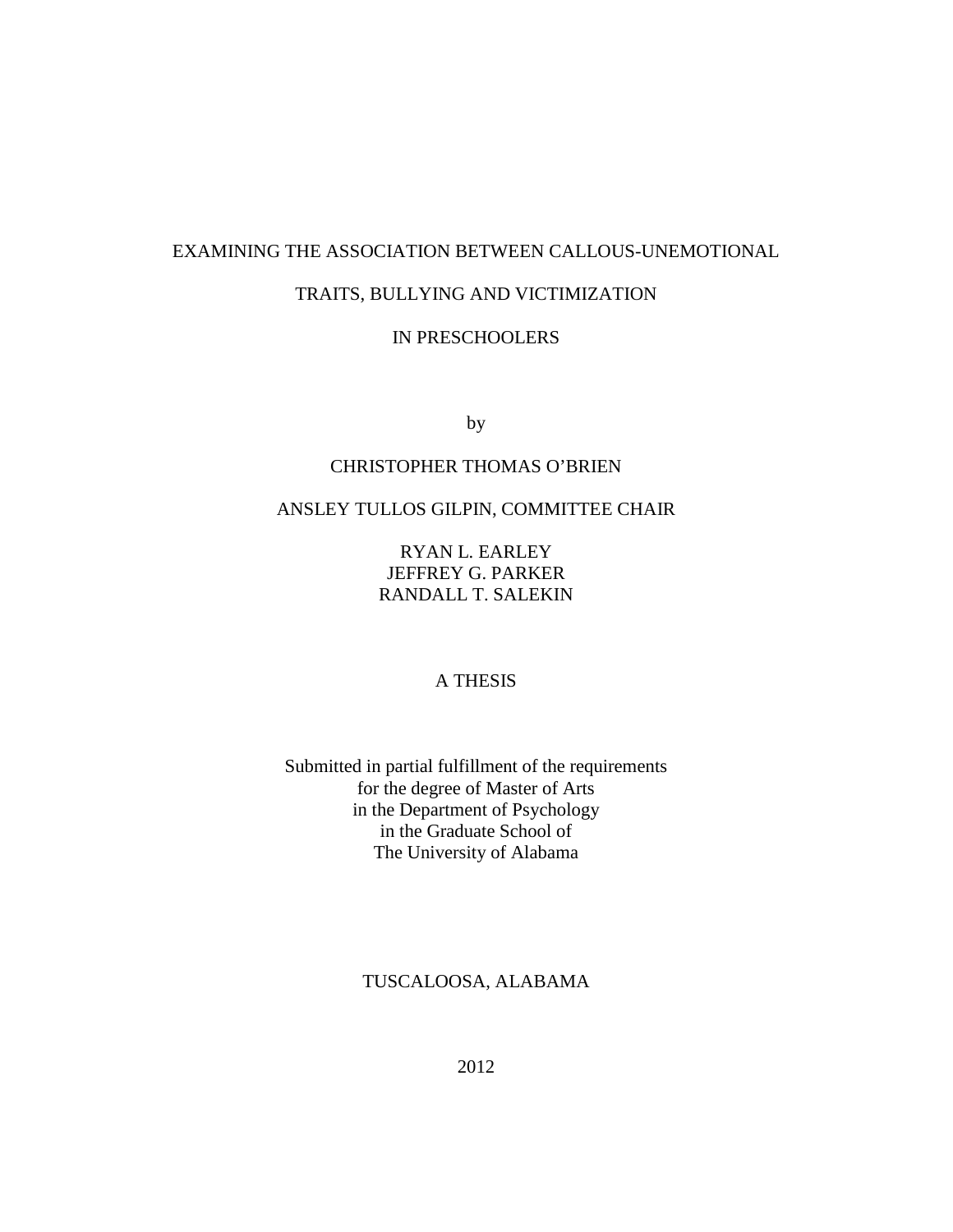# EXAMINING THE ASSOCIATION BETWEEN CALLOUS-UNEMOTIONAL TRAITS, BULLYING AND VICTIMIZATION IN PRESCHOOLERS

by

CHRISTOPHER THOMAS O'BRIEN

ANSLEY TULLOS GILPIN, COMMITTEE CHAIR

RYAN L. EARLEY
JEFFREY G. PARKER
RANDALL T. SALEKIN

A THESIS

Submitted in partial fulfillment of the requirements
for the degree of Master of Arts
in the Department of Psychology
in the Graduate School of
The University of Alabama

TUSCALOOSA, ALABAMA

2012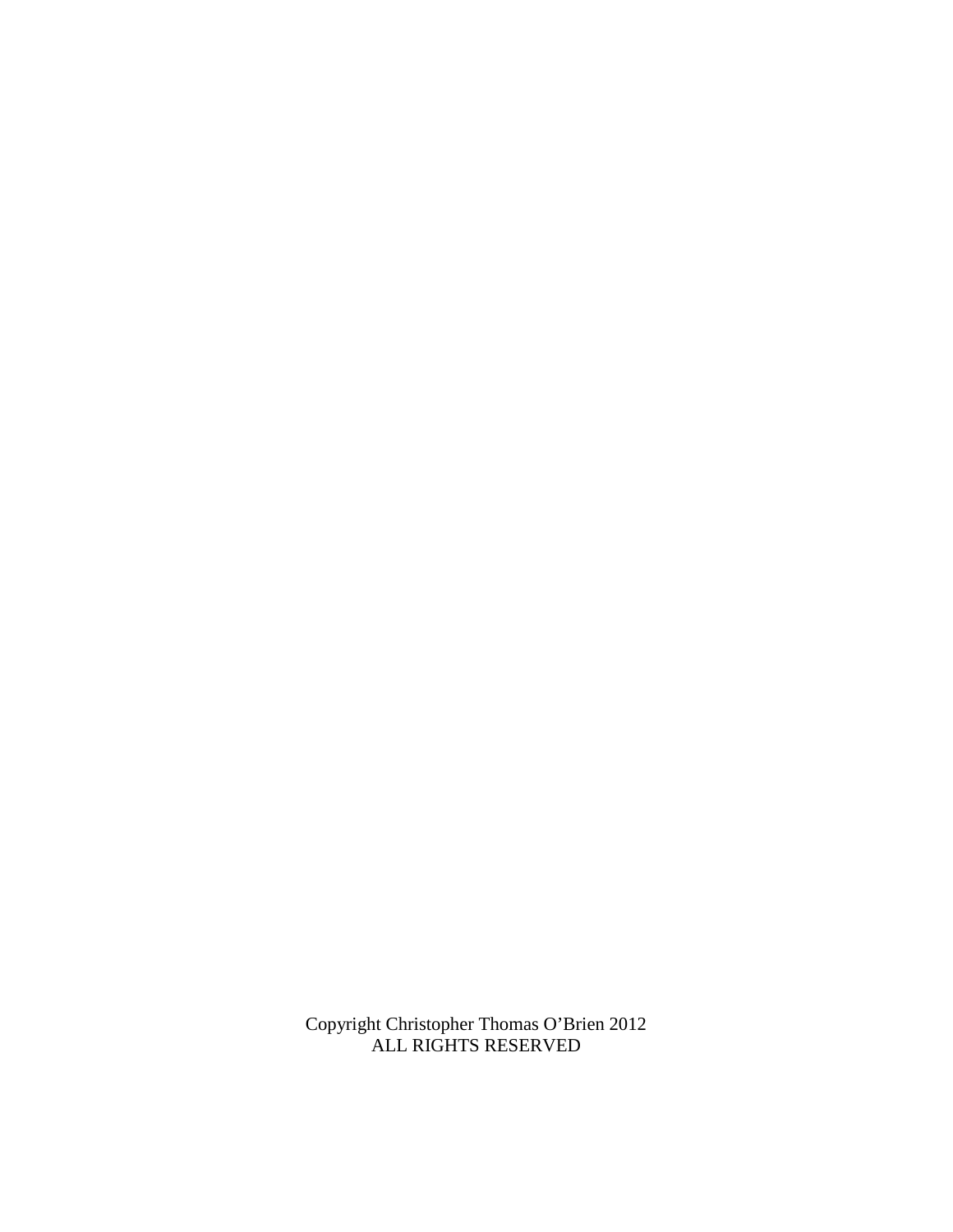Copyright Christopher Thomas O'Brien 2012
ALL RIGHTS RESERVED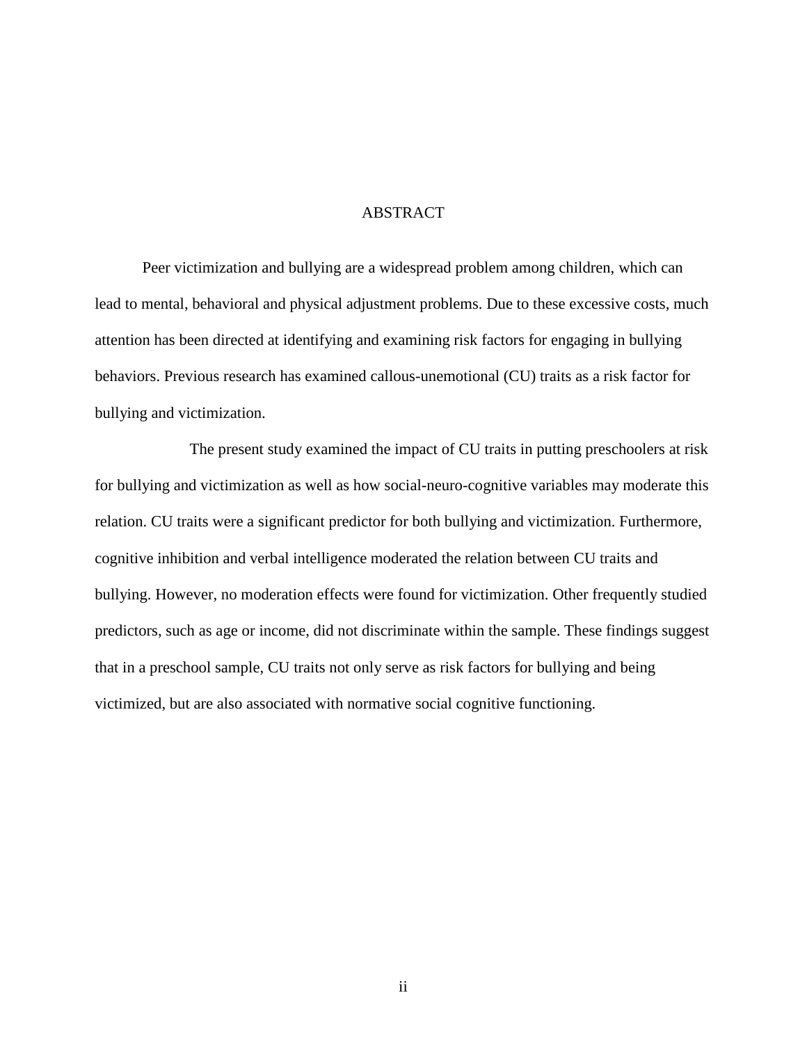# ABSTRACT

Peer victimization and bullying are a widespread problem among children, which can lead to mental, behavioral and physical adjustment problems. Due to these excessive costs, much attention has been directed at identifying and examining risk factors for engaging in bullying behaviors. Previous research has examined callous-unemotional (CU) traits as a risk factor for bullying and victimization.

The present study examined the impact of CU traits in putting preschoolers at risk for bullying and victimization as well as how social-neuro-cognitive variables may moderate this relation. CU traits were a significant predictor for both bullying and victimization. Furthermore, cognitive inhibition and verbal intelligence moderated the relation between CU traits and bullying. However, no moderation effects were found for victimization. Other frequently studied predictors, such as age or income, did not discriminate within the sample. These findings suggest that in a preschool sample, CU traits not only serve as risk factors for bullying and being victimized, but are also associated with normative social cognitive functioning.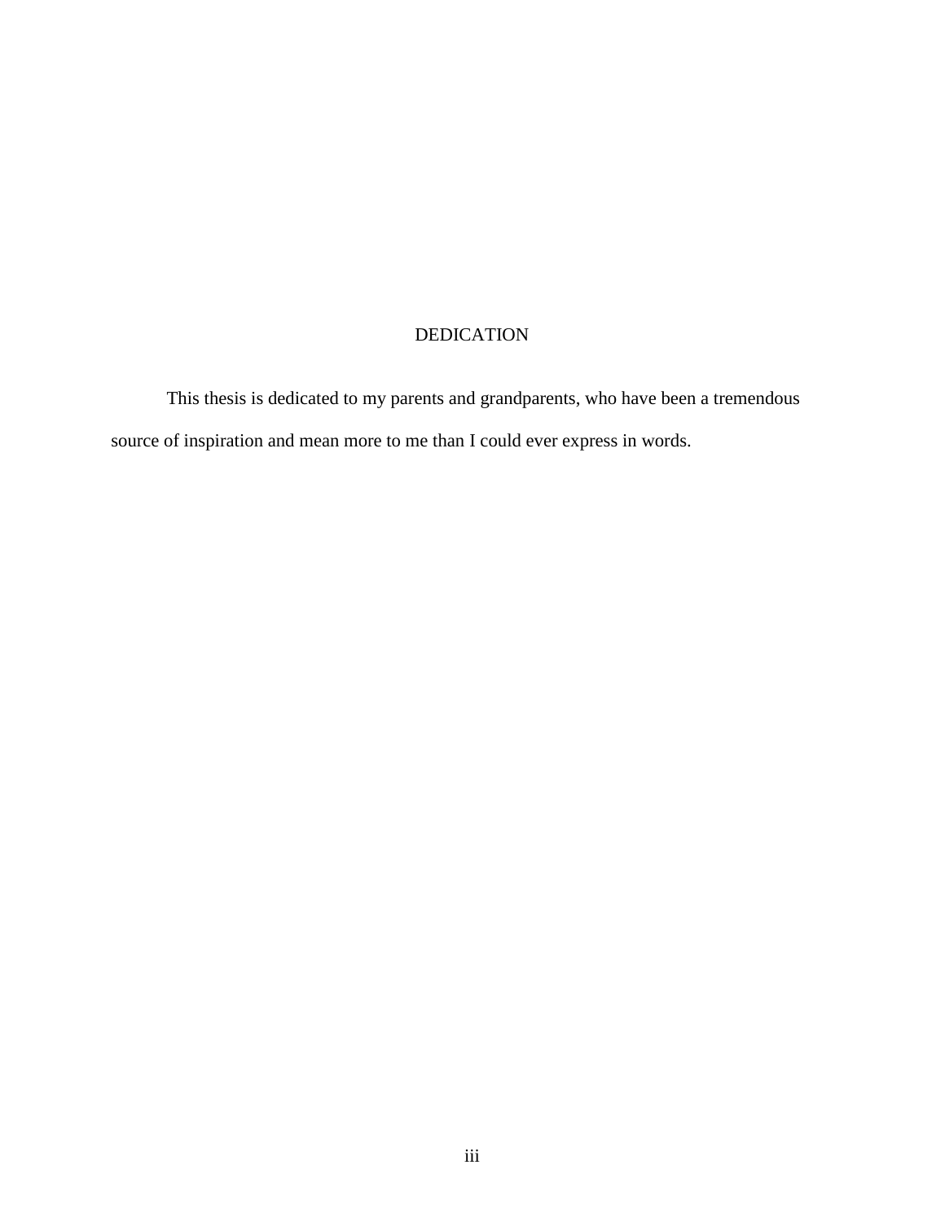# DEDICATION

This thesis is dedicated to my parents and grandparents, who have been a tremendous source of inspiration and mean more to me than I could ever express in words.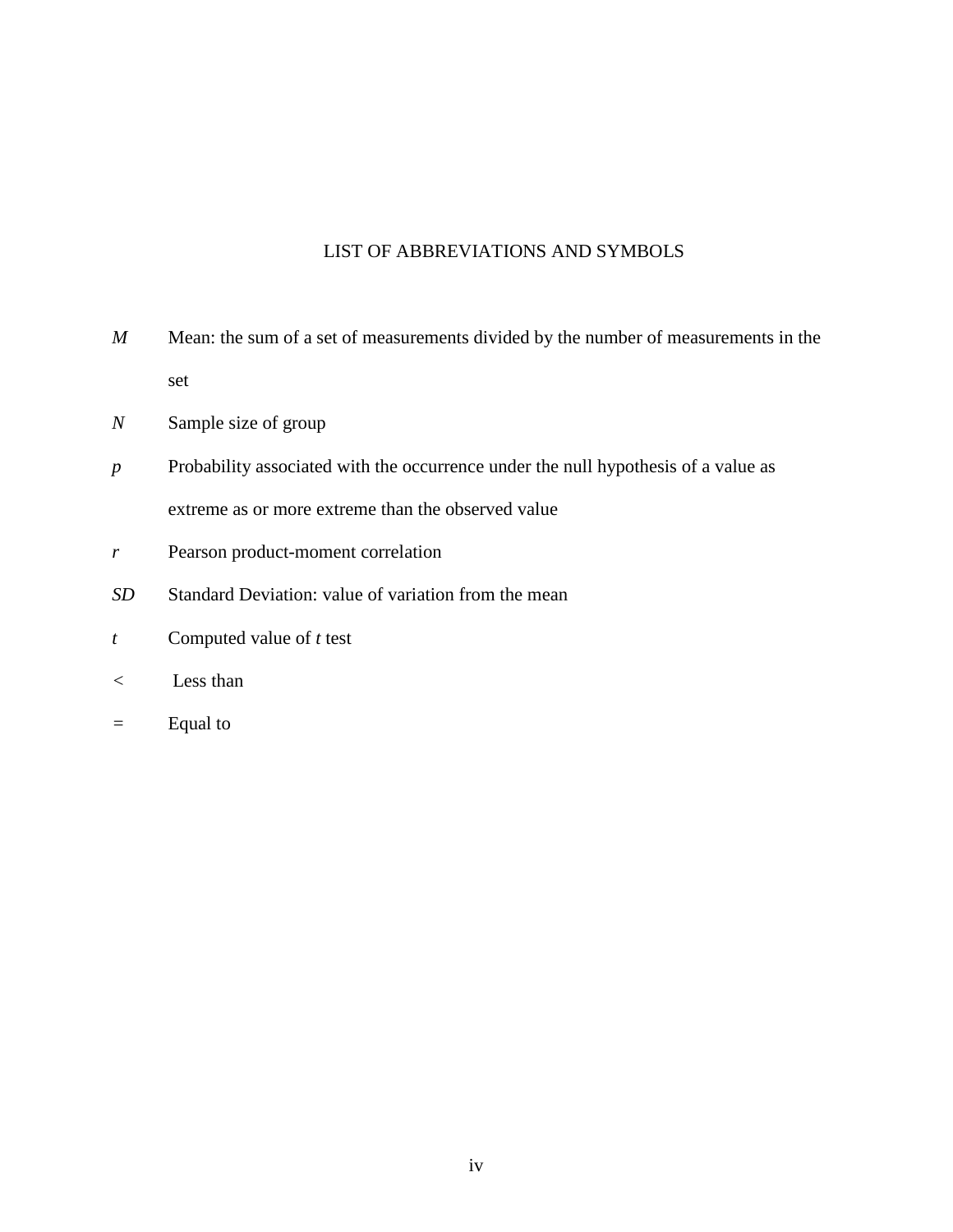# LIST OF ABBREVIATIONS AND SYMBOLS

| | |
|---|---|
| *M* | Mean: the sum of a set of measurements divided by the number of measurements in the set |
| *N* | Sample size of group |
| *p* | Probability associated with the occurrence under the null hypothesis of a value as extreme as or more extreme than the observed value |
| *r* | Pearson product-moment correlation |
| *SD* | Standard Deviation: value of variation from the mean |
| *t* | Computed value of *t* test |
| < | Less than |
| = | Equal to |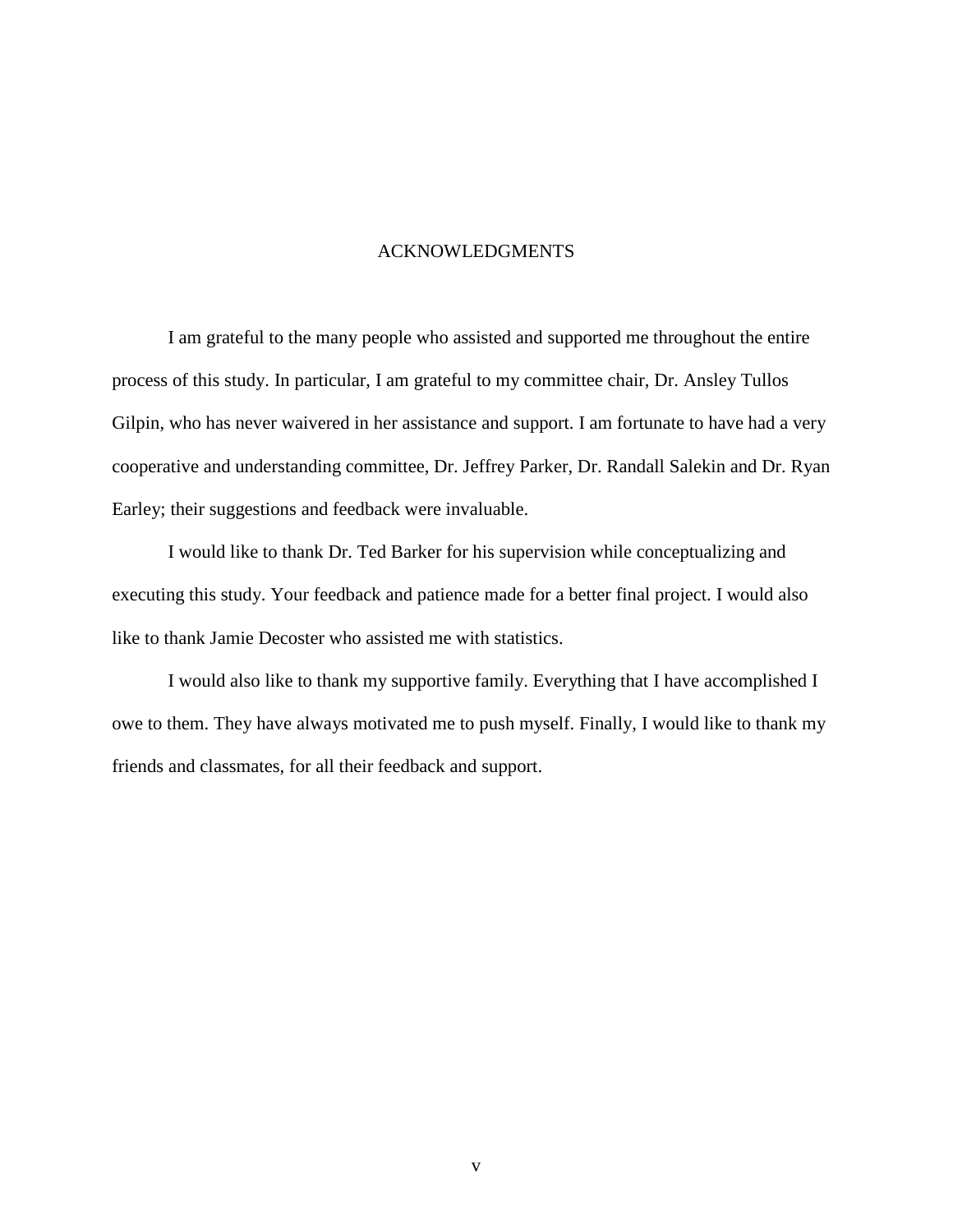# ACKNOWLEDGMENTS

I am grateful to the many people who assisted and supported me throughout the entire process of this study. In particular, I am grateful to my committee chair, Dr. Ansley Tullos Gilpin, who has never waivered in her assistance and support. I am fortunate to have had a very cooperative and understanding committee, Dr. Jeffrey Parker, Dr. Randall Salekin and Dr. Ryan Earley; their suggestions and feedback were invaluable.

I would like to thank Dr. Ted Barker for his supervision while conceptualizing and executing this study. Your feedback and patience made for a better final project. I would also like to thank Jamie Decoster who assisted me with statistics.

I would also like to thank my supportive family. Everything that I have accomplished I owe to them. They have always motivated me to push myself. Finally, I would like to thank my friends and classmates, for all their feedback and support.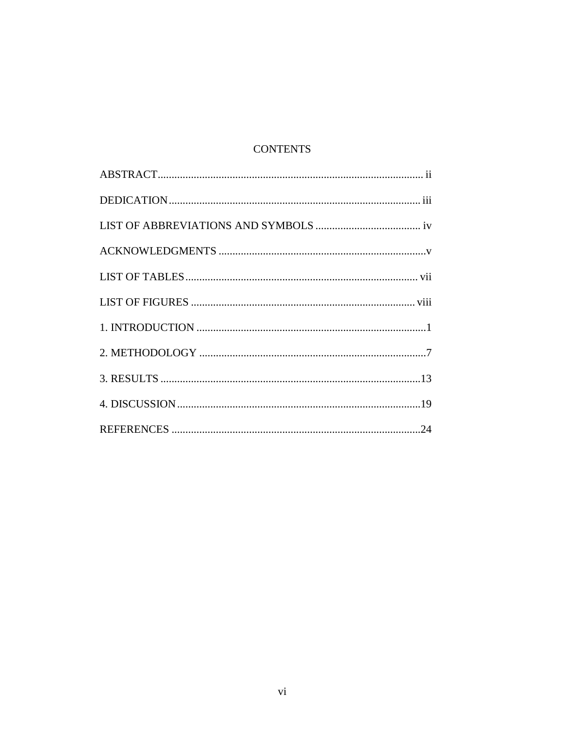# CONTENTS

ABSTRACT................................................................................................ ii

DEDICATION.......................................................................................... iii

LIST OF ABBREVIATIONS AND SYMBOLS ...................................... iv

ACKNOWLEDGMENTS ..........................................................................v

LIST OF TABLES.................................................................................... vii

LIST OF FIGURES ................................................................................. viii

1. INTRODUCTION ...................................................................................1

2. METHODOLOGY ..................................................................................7

3. RESULTS ..............................................................................................13

4. DISCUSSION........................................................................................19

REFERENCES ..........................................................................................24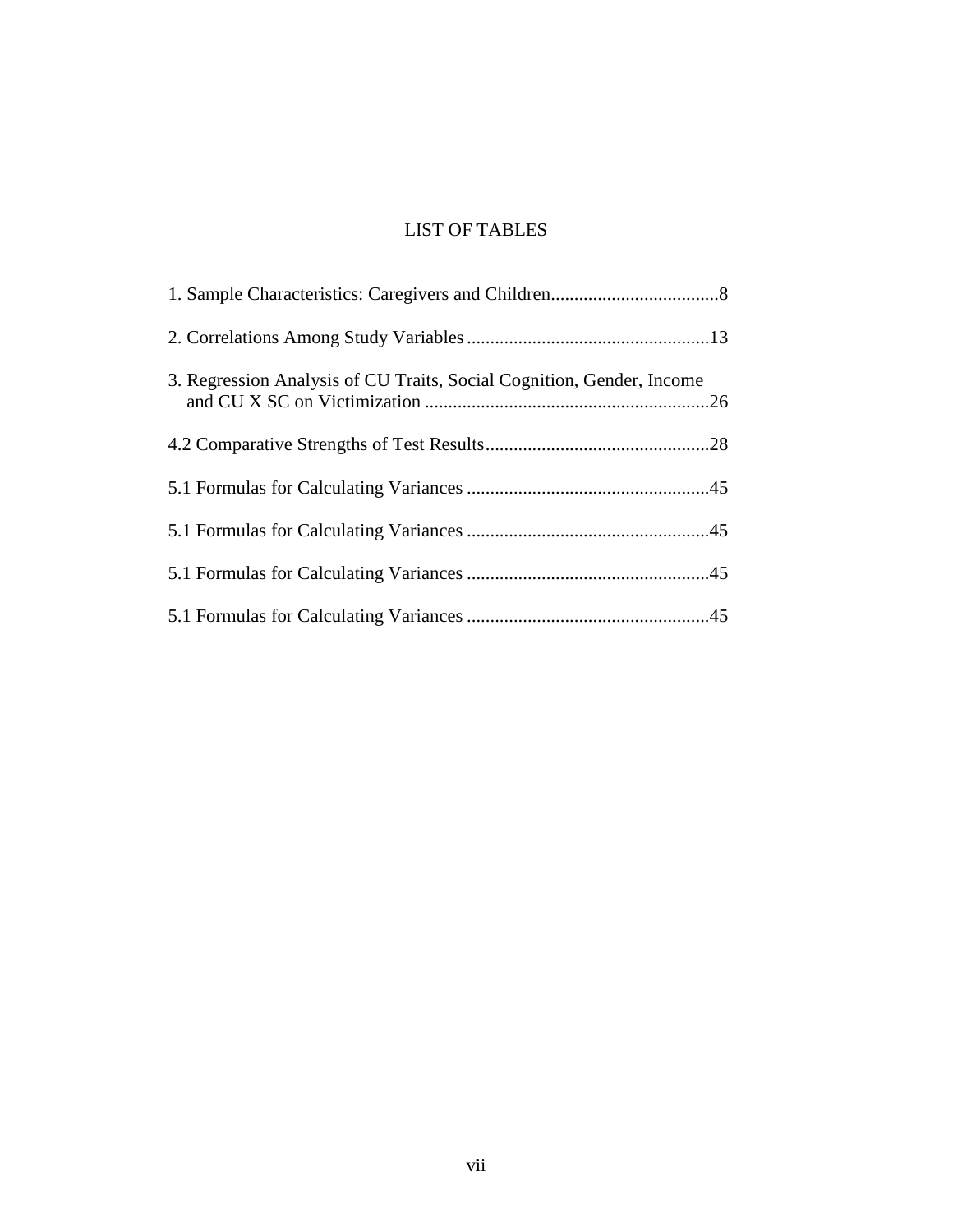# LIST OF TABLES

1. Sample Characteristics: Caregivers and Children....................................8

2. Correlations Among Study Variables....................................................13

3. Regression Analysis of CU Traits, Social Cognition, Gender, Income and CU X SC on Victimization .............................................................26

4.2 Comparative Strengths of Test Results................................................28

5.1 Formulas for Calculating Variances ....................................................45

5.1 Formulas for Calculating Variances ....................................................45

5.1 Formulas for Calculating Variances ....................................................45

5.1 Formulas for Calculating Variances ....................................................45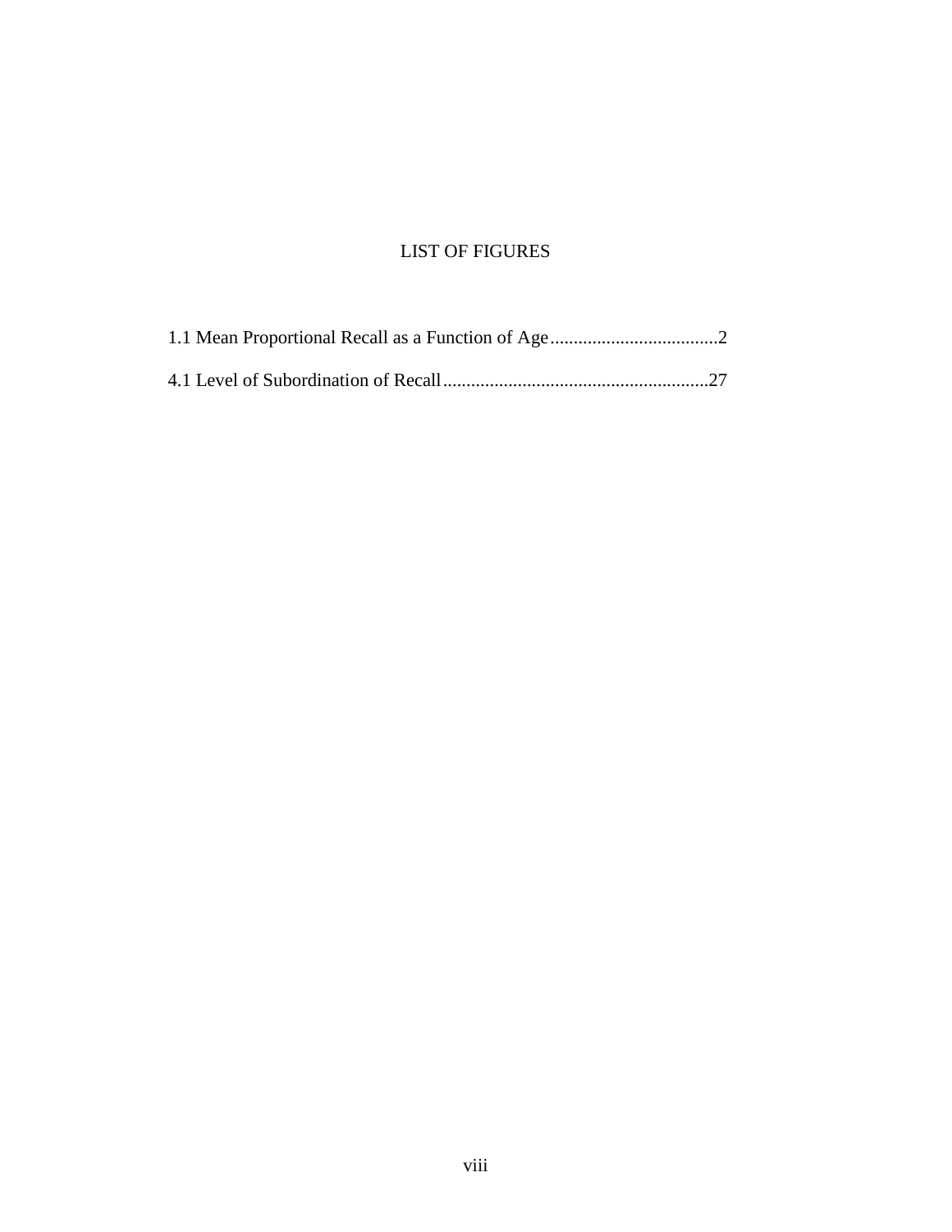# LIST OF FIGURES

1.1 Mean Proportional Recall as a Function of Age....................................2

4.1 Level of Subordination of Recall.........................................................27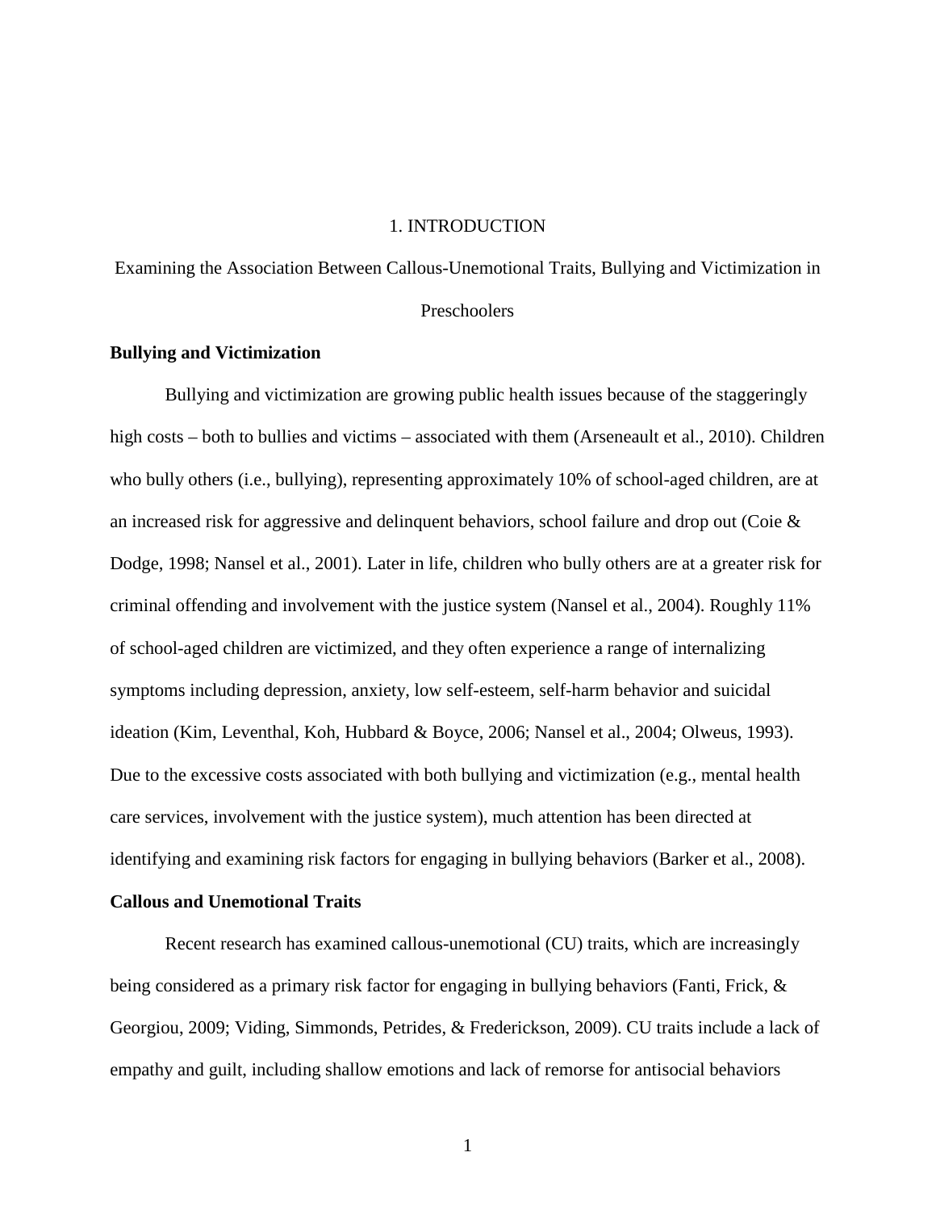# 1. INTRODUCTION

## Examining the Association Between Callous-Unemotional Traits, Bullying and Victimization in Preschoolers

### Bullying and Victimization

Bullying and victimization are growing public health issues because of the staggeringly high costs – both to bullies and victims – associated with them (Arseneault et al., 2010). Children who bully others (i.e., bullying), representing approximately 10% of school-aged children, are at an increased risk for aggressive and delinquent behaviors, school failure and drop out (Coie & Dodge, 1998; Nansel et al., 2001). Later in life, children who bully others are at a greater risk for criminal offending and involvement with the justice system (Nansel et al., 2004). Roughly 11% of school-aged children are victimized, and they often experience a range of internalizing symptoms including depression, anxiety, low self-esteem, self-harm behavior and suicidal ideation (Kim, Leventhal, Koh, Hubbard & Boyce, 2006; Nansel et al., 2004; Olweus, 1993). Due to the excessive costs associated with both bullying and victimization (e.g., mental health care services, involvement with the justice system), much attention has been directed at identifying and examining risk factors for engaging in bullying behaviors (Barker et al., 2008).

### Callous and Unemotional Traits

Recent research has examined callous-unemotional (CU) traits, which are increasingly being considered as a primary risk factor for engaging in bullying behaviors (Fanti, Frick, & Georgiou, 2009; Viding, Simmonds, Petrides, & Frederickson, 2009). CU traits include a lack of empathy and guilt, including shallow emotions and lack of remorse for antisocial behaviors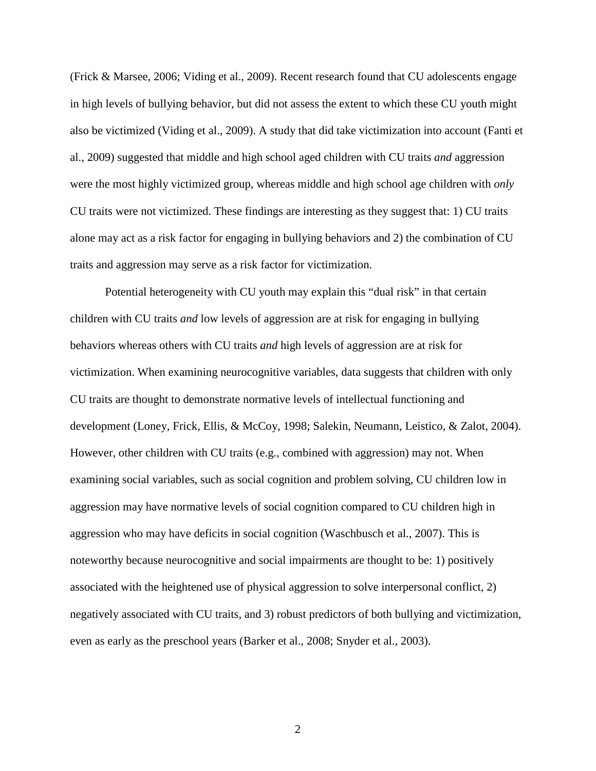(Frick & Marsee, 2006; Viding et al., 2009). Recent research found that CU adolescents engage in high levels of bullying behavior, but did not assess the extent to which these CU youth might also be victimized (Viding et al., 2009). A study that did take victimization into account (Fanti et al., 2009) suggested that middle and high school aged children with CU traits *and* aggression were the most highly victimized group, whereas middle and high school age children with *only* CU traits were not victimized. These findings are interesting as they suggest that: 1) CU traits alone may act as a risk factor for engaging in bullying behaviors and 2) the combination of CU traits and aggression may serve as a risk factor for victimization.

Potential heterogeneity with CU youth may explain this "dual risk" in that certain children with CU traits *and* low levels of aggression are at risk for engaging in bullying behaviors whereas others with CU traits *and* high levels of aggression are at risk for victimization. When examining neurocognitive variables, data suggests that children with only CU traits are thought to demonstrate normative levels of intellectual functioning and development (Loney, Frick, Ellis, & McCoy, 1998; Salekin, Neumann, Leistico, & Zalot, 2004). However, other children with CU traits (e.g., combined with aggression) may not. When examining social variables, such as social cognition and problem solving, CU children low in aggression may have normative levels of social cognition compared to CU children high in aggression who may have deficits in social cognition (Waschbusch et al., 2007). This is noteworthy because neurocognitive and social impairments are thought to be: 1) positively associated with the heightened use of physical aggression to solve interpersonal conflict, 2) negatively associated with CU traits, and 3) robust predictors of both bullying and victimization, even as early as the preschool years (Barker et al., 2008; Snyder et al., 2003).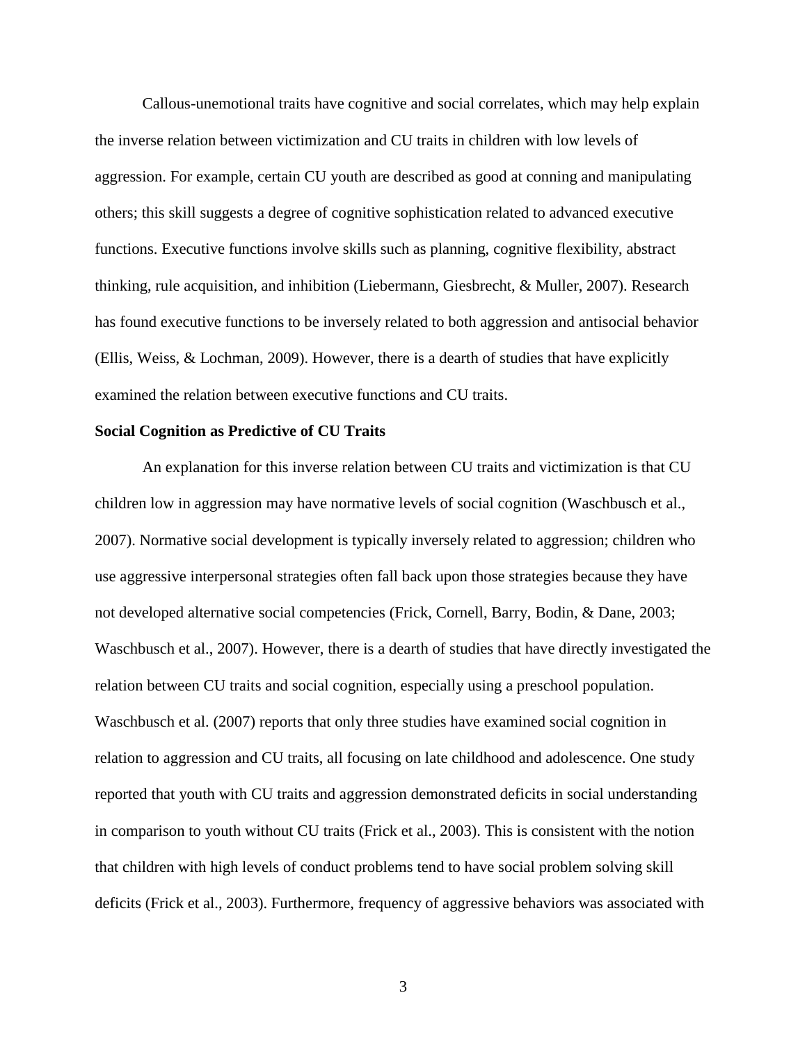Callous-unemotional traits have cognitive and social correlates, which may help explain the inverse relation between victimization and CU traits in children with low levels of aggression. For example, certain CU youth are described as good at conning and manipulating others; this skill suggests a degree of cognitive sophistication related to advanced executive functions. Executive functions involve skills such as planning, cognitive flexibility, abstract thinking, rule acquisition, and inhibition (Liebermann, Giesbrecht, & Muller, 2007). Research has found executive functions to be inversely related to both aggression and antisocial behavior (Ellis, Weiss, & Lochman, 2009). However, there is a dearth of studies that have explicitly examined the relation between executive functions and CU traits.

**Social Cognition as Predictive of CU Traits**

An explanation for this inverse relation between CU traits and victimization is that CU children low in aggression may have normative levels of social cognition (Waschbusch et al., 2007). Normative social development is typically inversely related to aggression; children who use aggressive interpersonal strategies often fall back upon those strategies because they have not developed alternative social competencies (Frick, Cornell, Barry, Bodin, & Dane, 2003; Waschbusch et al., 2007). However, there is a dearth of studies that have directly investigated the relation between CU traits and social cognition, especially using a preschool population. Waschbusch et al. (2007) reports that only three studies have examined social cognition in relation to aggression and CU traits, all focusing on late childhood and adolescence. One study reported that youth with CU traits and aggression demonstrated deficits in social understanding in comparison to youth without CU traits (Frick et al., 2003). This is consistent with the notion that children with high levels of conduct problems tend to have social problem solving skill deficits (Frick et al., 2003). Furthermore, frequency of aggressive behaviors was associated with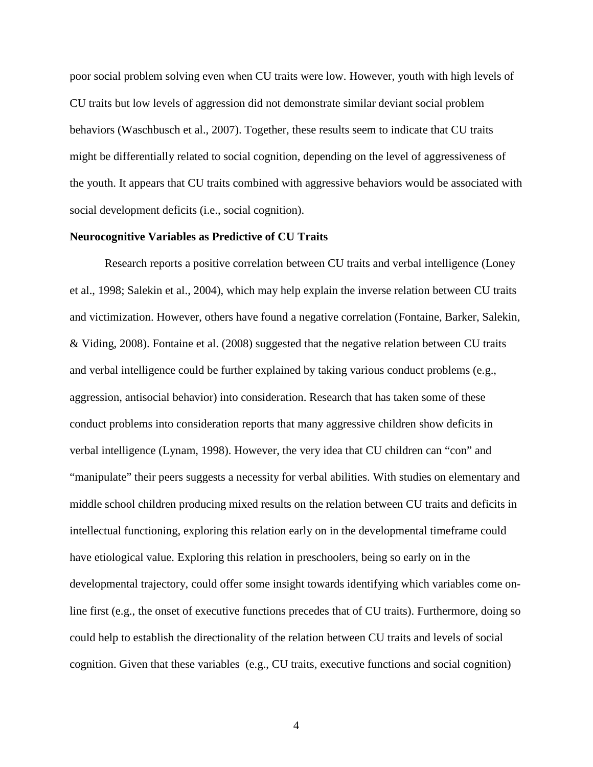poor social problem solving even when CU traits were low. However, youth with high levels of CU traits but low levels of aggression did not demonstrate similar deviant social problem behaviors (Waschbusch et al., 2007). Together, these results seem to indicate that CU traits might be differentially related to social cognition, depending on the level of aggressiveness of the youth. It appears that CU traits combined with aggressive behaviors would be associated with social development deficits (i.e., social cognition).

**Neurocognitive Variables as Predictive of CU Traits**

Research reports a positive correlation between CU traits and verbal intelligence (Loney et al., 1998; Salekin et al., 2004), which may help explain the inverse relation between CU traits and victimization. However, others have found a negative correlation (Fontaine, Barker, Salekin, & Viding, 2008). Fontaine et al. (2008) suggested that the negative relation between CU traits and verbal intelligence could be further explained by taking various conduct problems (e.g., aggression, antisocial behavior) into consideration. Research that has taken some of these conduct problems into consideration reports that many aggressive children show deficits in verbal intelligence (Lynam, 1998). However, the very idea that CU children can "con" and "manipulate" their peers suggests a necessity for verbal abilities. With studies on elementary and middle school children producing mixed results on the relation between CU traits and deficits in intellectual functioning, exploring this relation early on in the developmental timeframe could have etiological value. Exploring this relation in preschoolers, being so early on in the developmental trajectory, could offer some insight towards identifying which variables come on-line first (e.g., the onset of executive functions precedes that of CU traits). Furthermore, doing so could help to establish the directionality of the relation between CU traits and levels of social cognition. Given that these variables (e.g., CU traits, executive functions and social cognition)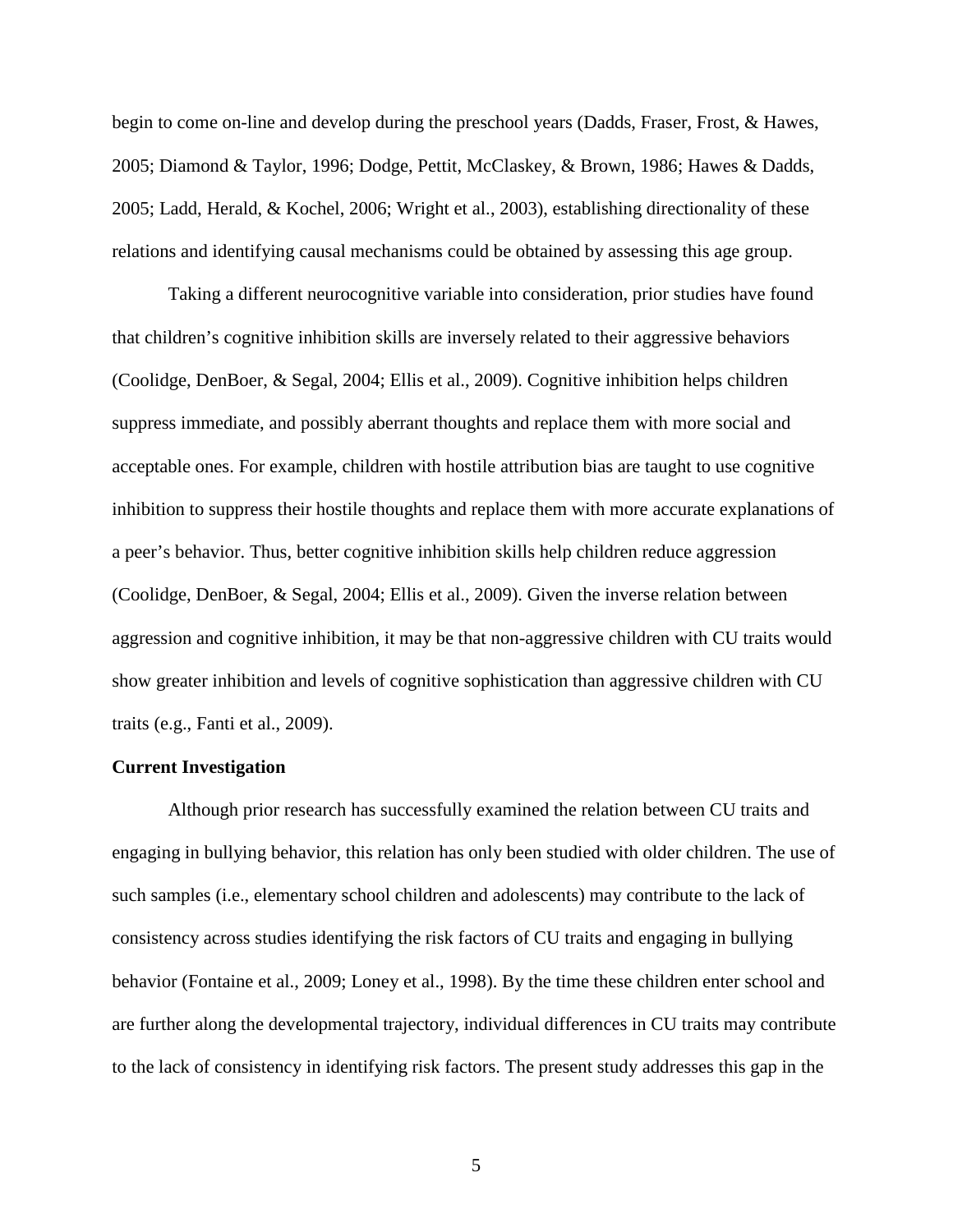begin to come on-line and develop during the preschool years (Dadds, Fraser, Frost, & Hawes, 2005; Diamond & Taylor, 1996; Dodge, Pettit, McClaskey, & Brown, 1986; Hawes & Dadds, 2005; Ladd, Herald, & Kochel, 2006; Wright et al., 2003), establishing directionality of these relations and identifying causal mechanisms could be obtained by assessing this age group.

Taking a different neurocognitive variable into consideration, prior studies have found that children's cognitive inhibition skills are inversely related to their aggressive behaviors (Coolidge, DenBoer, & Segal, 2004; Ellis et al., 2009). Cognitive inhibition helps children suppress immediate, and possibly aberrant thoughts and replace them with more social and acceptable ones. For example, children with hostile attribution bias are taught to use cognitive inhibition to suppress their hostile thoughts and replace them with more accurate explanations of a peer's behavior. Thus, better cognitive inhibition skills help children reduce aggression (Coolidge, DenBoer, & Segal, 2004; Ellis et al., 2009). Given the inverse relation between aggression and cognitive inhibition, it may be that non-aggressive children with CU traits would show greater inhibition and levels of cognitive sophistication than aggressive children with CU traits (e.g., Fanti et al., 2009).

**Current Investigation**

Although prior research has successfully examined the relation between CU traits and engaging in bullying behavior, this relation has only been studied with older children. The use of such samples (i.e., elementary school children and adolescents) may contribute to the lack of consistency across studies identifying the risk factors of CU traits and engaging in bullying behavior (Fontaine et al., 2009; Loney et al., 1998). By the time these children enter school and are further along the developmental trajectory, individual differences in CU traits may contribute to the lack of consistency in identifying risk factors. The present study addresses this gap in the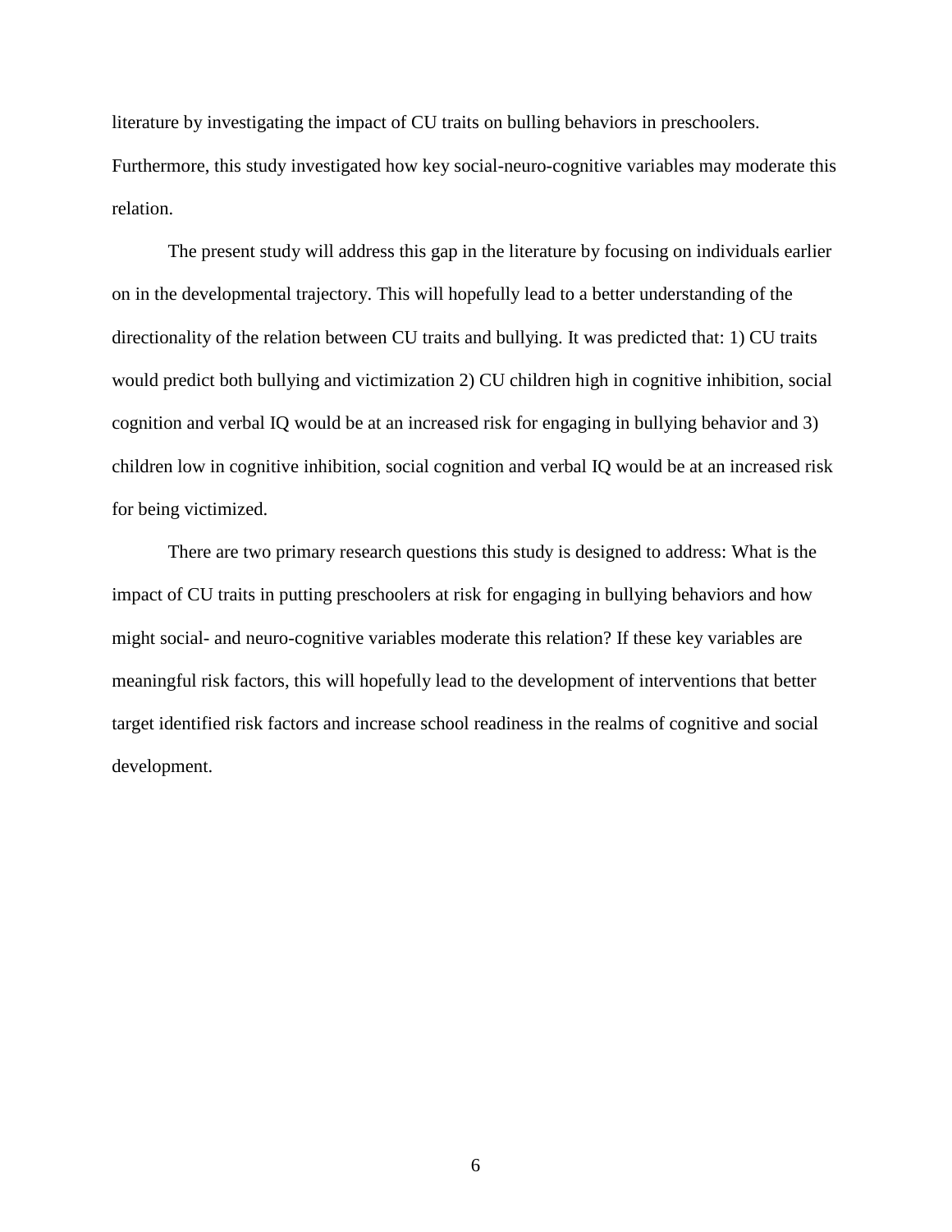literature by investigating the impact of CU traits on bulling behaviors in preschoolers. Furthermore, this study investigated how key social-neuro-cognitive variables may moderate this relation.

The present study will address this gap in the literature by focusing on individuals earlier on in the developmental trajectory. This will hopefully lead to a better understanding of the directionality of the relation between CU traits and bullying. It was predicted that: 1) CU traits would predict both bullying and victimization 2) CU children high in cognitive inhibition, social cognition and verbal IQ would be at an increased risk for engaging in bullying behavior and 3) children low in cognitive inhibition, social cognition and verbal IQ would be at an increased risk for being victimized.

There are two primary research questions this study is designed to address: What is the impact of CU traits in putting preschoolers at risk for engaging in bullying behaviors and how might social- and neuro-cognitive variables moderate this relation? If these key variables are meaningful risk factors, this will hopefully lead to the development of interventions that better target identified risk factors and increase school readiness in the realms of cognitive and social development.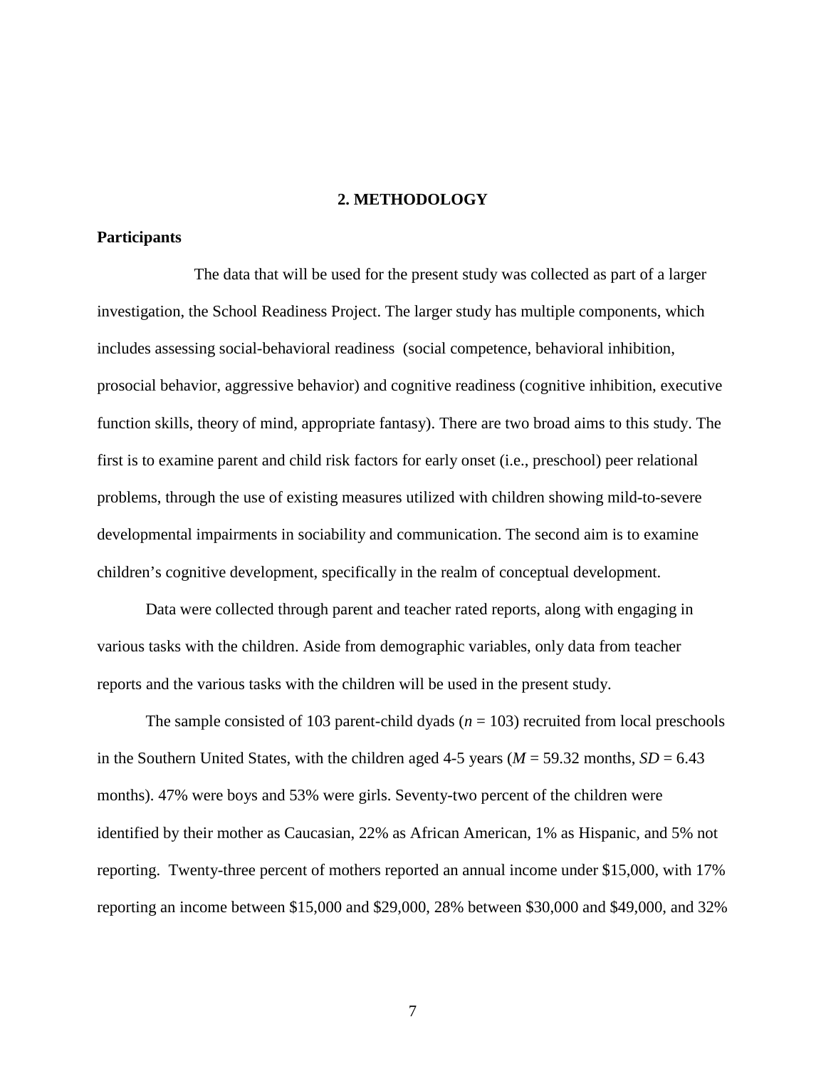# 2. METHODOLOGY

## Participants

The data that will be used for the present study was collected as part of a larger investigation, the School Readiness Project. The larger study has multiple components, which includes assessing social-behavioral readiness (social competence, behavioral inhibition, prosocial behavior, aggressive behavior) and cognitive readiness (cognitive inhibition, executive function skills, theory of mind, appropriate fantasy). There are two broad aims to this study. The first is to examine parent and child risk factors for early onset (i.e., preschool) peer relational problems, through the use of existing measures utilized with children showing mild-to-severe developmental impairments in sociability and communication. The second aim is to examine children's cognitive development, specifically in the realm of conceptual development.

Data were collected through parent and teacher rated reports, along with engaging in various tasks with the children. Aside from demographic variables, only data from teacher reports and the various tasks with the children will be used in the present study.

The sample consisted of 103 parent-child dyads ($n$ = 103) recruited from local preschools in the Southern United States, with the children aged 4-5 years ($M$ = 59.32 months, $SD$ = 6.43 months). 47% were boys and 53% were girls. Seventy-two percent of the children were identified by their mother as Caucasian, 22% as African American, 1% as Hispanic, and 5% not reporting. Twenty-three percent of mothers reported an annual income under $15,000, with 17% reporting an income between $15,000 and $29,000, 28% between $30,000 and $49,000, and 32%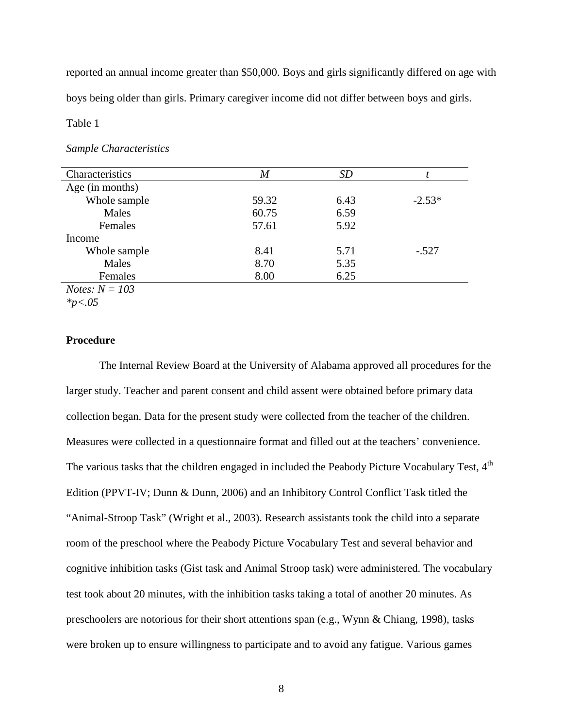reported an annual income greater than $50,000. Boys and girls significantly differed on age with boys being older than girls. Primary caregiver income did not differ between boys and girls.

Table 1

*Sample Characteristics*

| Characteristics | *M* | *SD* | *t* |
|---|---|---|---|
| Age (in months) | | | |
| Whole sample | 59.32 | 6.43 | -2.53* |
| Males | 60.75 | 6.59 | |
| Females | 57.61 | 5.92 | |
| Income | | | |
| Whole sample | 8.41 | 5.71 | -.527 |
| Males | 8.70 | 5.35 | |
| Females | 8.00 | 6.25 | |

*Notes: N = 103*
*\*p<.05*

## Procedure

The Internal Review Board at the University of Alabama approved all procedures for the larger study. Teacher and parent consent and child assent were obtained before primary data collection began. Data for the present study were collected from the teacher of the children. Measures were collected in a questionnaire format and filled out at the teachers' convenience. The various tasks that the children engaged in included the Peabody Picture Vocabulary Test, 4th Edition (PPVT-IV; Dunn & Dunn, 2006) and an Inhibitory Control Conflict Task titled the "Animal-Stroop Task" (Wright et al., 2003). Research assistants took the child into a separate room of the preschool where the Peabody Picture Vocabulary Test and several behavior and cognitive inhibition tasks (Gist task and Animal Stroop task) were administered. The vocabulary test took about 20 minutes, with the inhibition tasks taking a total of another 20 minutes. As preschoolers are notorious for their short attentions span (e.g., Wynn & Chiang, 1998), tasks were broken up to ensure willingness to participate and to avoid any fatigue. Various games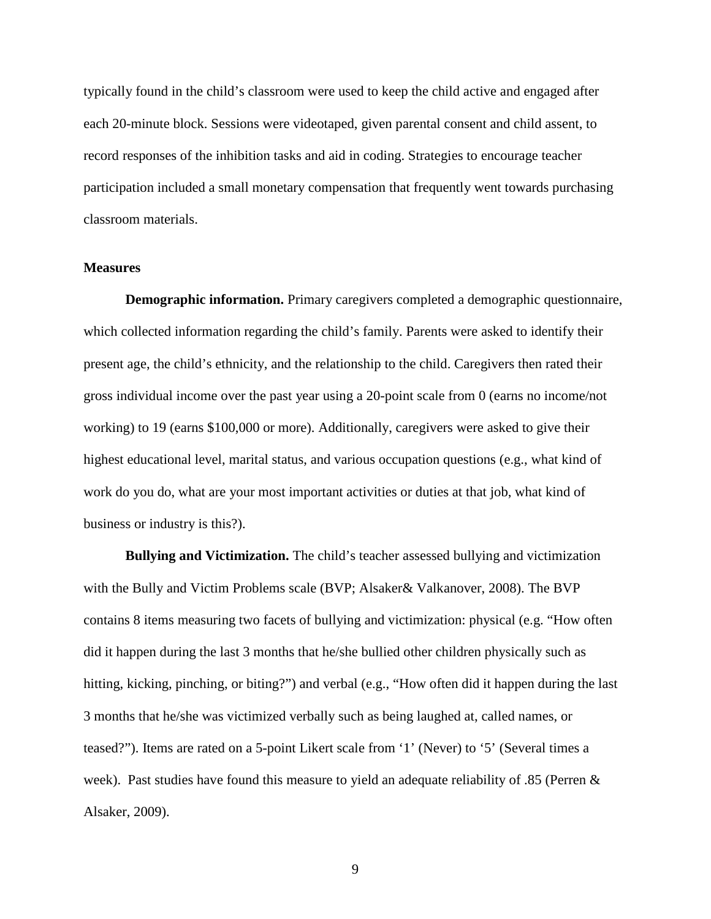typically found in the child's classroom were used to keep the child active and engaged after each 20-minute block. Sessions were videotaped, given parental consent and child assent, to record responses of the inhibition tasks and aid in coding. Strategies to encourage teacher participation included a small monetary compensation that frequently went towards purchasing classroom materials.

## Measures

**Demographic information.** Primary caregivers completed a demographic questionnaire, which collected information regarding the child's family. Parents were asked to identify their present age, the child's ethnicity, and the relationship to the child. Caregivers then rated their gross individual income over the past year using a 20-point scale from 0 (earns no income/not working) to 19 (earns $100,000 or more). Additionally, caregivers were asked to give their highest educational level, marital status, and various occupation questions (e.g., what kind of work do you do, what are your most important activities or duties at that job, what kind of business or industry is this?).

**Bullying and Victimization.** The child's teacher assessed bullying and victimization with the Bully and Victim Problems scale (BVP; Alsaker& Valkanover, 2008). The BVP contains 8 items measuring two facets of bullying and victimization: physical (e.g. "How often did it happen during the last 3 months that he/she bullied other children physically such as hitting, kicking, pinching, or biting?") and verbal (e.g., "How often did it happen during the last 3 months that he/she was victimized verbally such as being laughed at, called names, or teased?"). Items are rated on a 5-point Likert scale from '1' (Never) to '5' (Several times a week). Past studies have found this measure to yield an adequate reliability of .85 (Perren & Alsaker, 2009).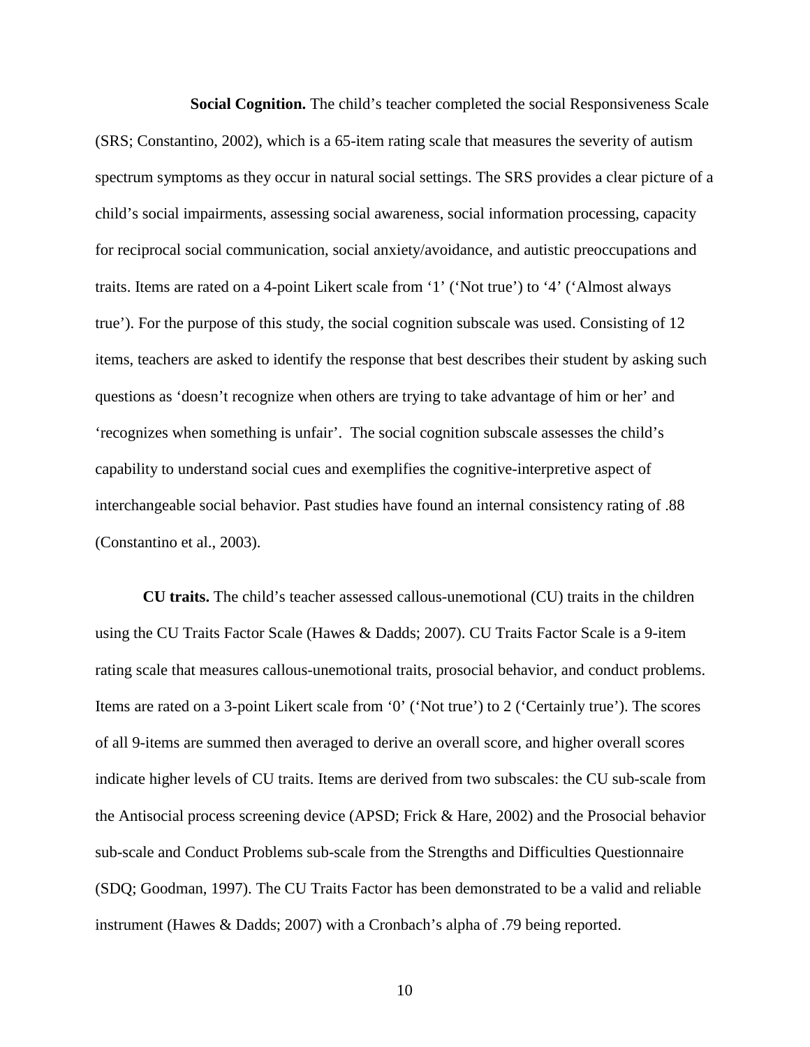**Social Cognition.** The child's teacher completed the social Responsiveness Scale (SRS; Constantino, 2002), which is a 65-item rating scale that measures the severity of autism spectrum symptoms as they occur in natural social settings. The SRS provides a clear picture of a child's social impairments, assessing social awareness, social information processing, capacity for reciprocal social communication, social anxiety/avoidance, and autistic preoccupations and traits. Items are rated on a 4-point Likert scale from '1' ('Not true') to '4' ('Almost always true'). For the purpose of this study, the social cognition subscale was used. Consisting of 12 items, teachers are asked to identify the response that best describes their student by asking such questions as 'doesn't recognize when others are trying to take advantage of him or her' and 'recognizes when something is unfair'. The social cognition subscale assesses the child's capability to understand social cues and exemplifies the cognitive-interpretive aspect of interchangeable social behavior. Past studies have found an internal consistency rating of .88 (Constantino et al., 2003).

**CU traits.** The child's teacher assessed callous-unemotional (CU) traits in the children using the CU Traits Factor Scale (Hawes & Dadds; 2007). CU Traits Factor Scale is a 9-item rating scale that measures callous-unemotional traits, prosocial behavior, and conduct problems. Items are rated on a 3-point Likert scale from '0' ('Not true') to 2 ('Certainly true'). The scores of all 9-items are summed then averaged to derive an overall score, and higher overall scores indicate higher levels of CU traits. Items are derived from two subscales: the CU sub-scale from the Antisocial process screening device (APSD; Frick & Hare, 2002) and the Prosocial behavior sub-scale and Conduct Problems sub-scale from the Strengths and Difficulties Questionnaire (SDQ; Goodman, 1997). The CU Traits Factor has been demonstrated to be a valid and reliable instrument (Hawes & Dadds; 2007) with a Cronbach's alpha of .79 being reported.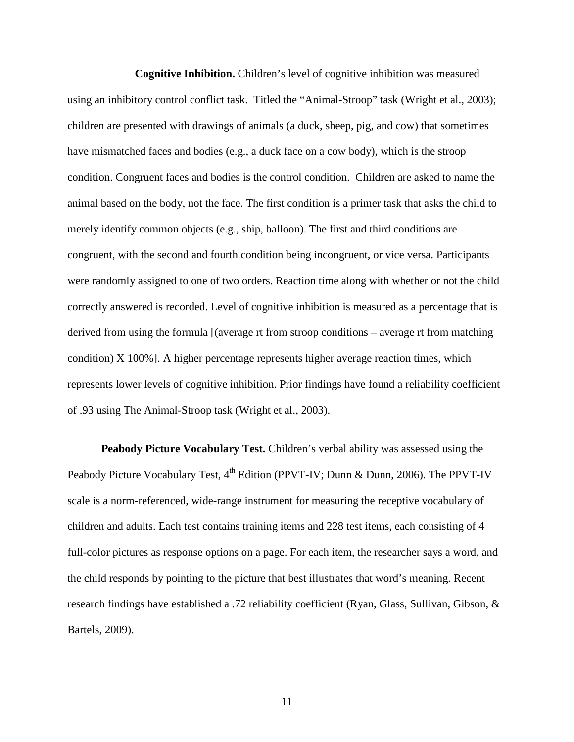**Cognitive Inhibition.** Children's level of cognitive inhibition was measured using an inhibitory control conflict task. Titled the "Animal-Stroop" task (Wright et al., 2003); children are presented with drawings of animals (a duck, sheep, pig, and cow) that sometimes have mismatched faces and bodies (e.g., a duck face on a cow body), which is the stroop condition. Congruent faces and bodies is the control condition. Children are asked to name the animal based on the body, not the face. The first condition is a primer task that asks the child to merely identify common objects (e.g., ship, balloon). The first and third conditions are congruent, with the second and fourth condition being incongruent, or vice versa. Participants were randomly assigned to one of two orders. Reaction time along with whether or not the child correctly answered is recorded. Level of cognitive inhibition is measured as a percentage that is derived from using the formula [(average rt from stroop conditions – average rt from matching condition) X 100%]. A higher percentage represents higher average reaction times, which represents lower levels of cognitive inhibition. Prior findings have found a reliability coefficient of .93 using The Animal-Stroop task (Wright et al., 2003).

**Peabody Picture Vocabulary Test.** Children's verbal ability was assessed using the Peabody Picture Vocabulary Test, 4$^{th}$ Edition (PPVT-IV; Dunn & Dunn, 2006). The PPVT-IV scale is a norm-referenced, wide-range instrument for measuring the receptive vocabulary of children and adults. Each test contains training items and 228 test items, each consisting of 4 full-color pictures as response options on a page. For each item, the researcher says a word, and the child responds by pointing to the picture that best illustrates that word's meaning. Recent research findings have established a .72 reliability coefficient (Ryan, Glass, Sullivan, Gibson, & Bartels, 2009).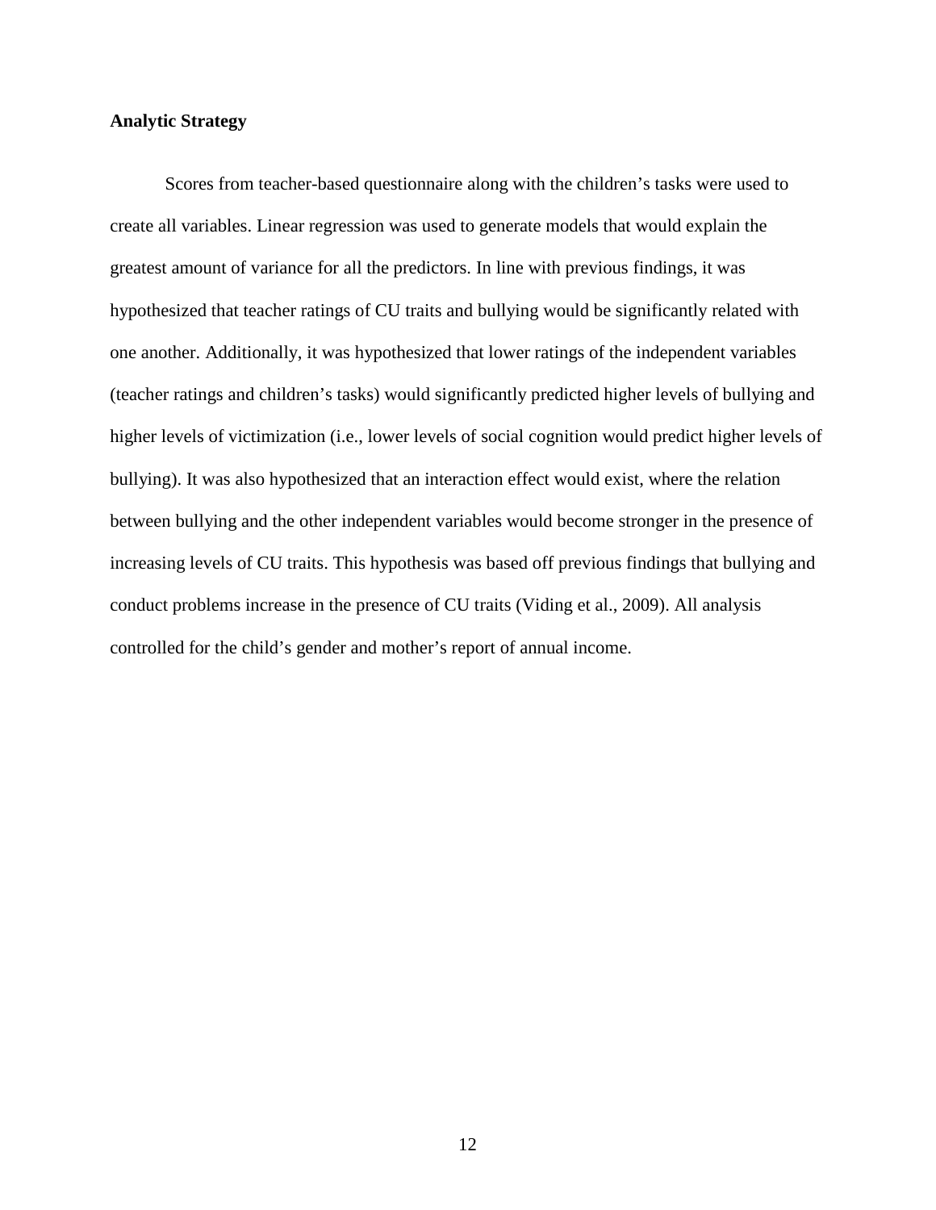**Analytic Strategy**

Scores from teacher-based questionnaire along with the children's tasks were used to create all variables. Linear regression was used to generate models that would explain the greatest amount of variance for all the predictors. In line with previous findings, it was hypothesized that teacher ratings of CU traits and bullying would be significantly related with one another. Additionally, it was hypothesized that lower ratings of the independent variables (teacher ratings and children's tasks) would significantly predicted higher levels of bullying and higher levels of victimization (i.e., lower levels of social cognition would predict higher levels of bullying). It was also hypothesized that an interaction effect would exist, where the relation between bullying and the other independent variables would become stronger in the presence of increasing levels of CU traits. This hypothesis was based off previous findings that bullying and conduct problems increase in the presence of CU traits (Viding et al., 2009). All analysis controlled for the child's gender and mother's report of annual income.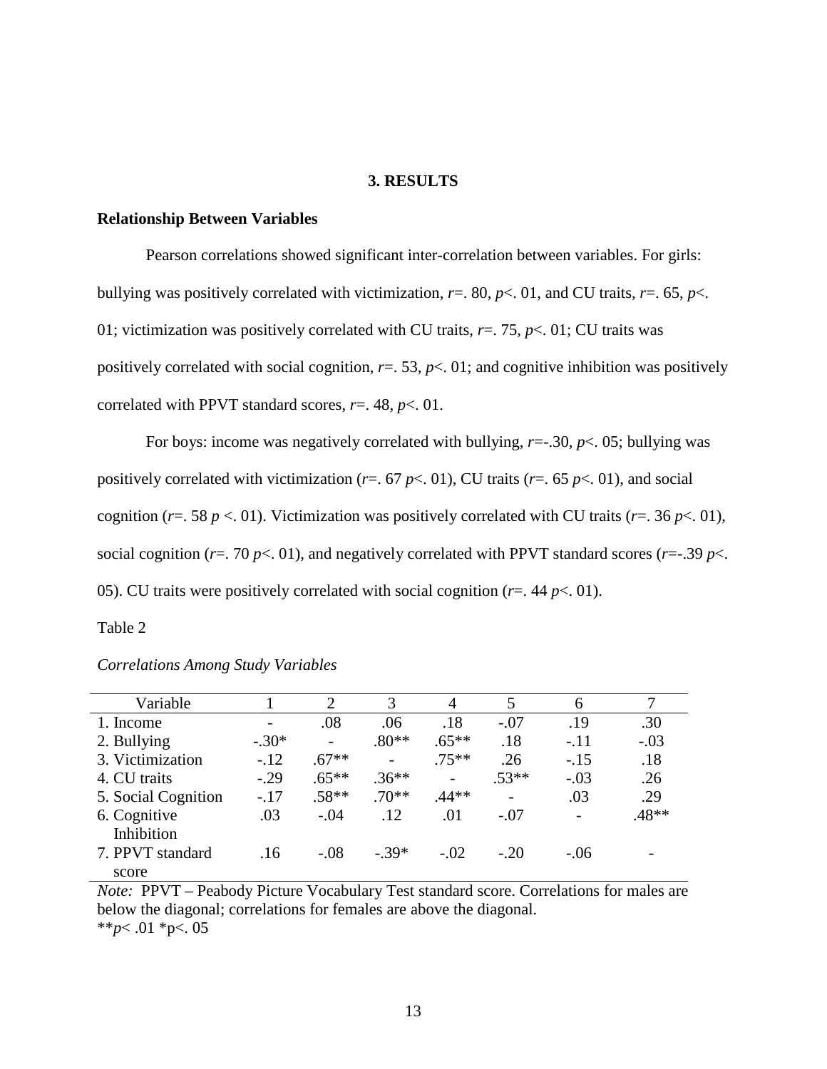## 3. RESULTS

### Relationship Between Variables

Pearson correlations showed significant inter-correlation between variables. For girls: bullying was positively correlated with victimization, $r$=. 80, $p$<. 01, and CU traits, $r$=. 65, $p$<. 01; victimization was positively correlated with CU traits, $r$=. 75, $p$<. 01; CU traits was positively correlated with social cognition, $r$=. 53, $p$<. 01; and cognitive inhibition was positively correlated with PPVT standard scores, $r$=. 48, $p$<. 01.

For boys: income was negatively correlated with bullying, $r$=-.30, $p$<. 05; bullying was positively correlated with victimization ($r$=. 67 $p$<. 01), CU traits ($r$=. 65 $p$<. 01), and social cognition ($r$=. 58 $p$ <. 01). Victimization was positively correlated with CU traits ($r$=. 36 $p$<. 01), social cognition ($r$=. 70 $p$<. 01), and negatively correlated with PPVT standard scores ($r$=-.39 $p$<. 05). CU traits were positively correlated with social cognition ($r$=. 44 $p$<. 01).

Table 2

*Correlations Among Study Variables*

| Variable | 1 | 2 | 3 | 4 | 5 | 6 | 7 |
|---|---|---|---|---|---|---|---|
| 1. Income | - | .08 | .06 | .18 | -.07 | .19 | .30 |
| 2. Bullying | -.30* | - | .80** | .65** | .18 | -.11 | -.03 |
| 3. Victimization | -.12 | .67** | - | .75** | .26 | -.15 | .18 |
| 4. CU traits | -.29 | .65** | .36** | - | .53** | -.03 | .26 |
| 5. Social Cognition | -.17 | .58** | .70** | .44** | - | .03 | .29 |
| 6. Cognitive Inhibition | .03 | -.04 | .12 | .01 | -.07 | - | .48** |
| 7. PPVT standard score | .16 | -.08 | -.39* | -.02 | -.20 | -.06 | - |

*Note:* PPVT – Peabody Picture Vocabulary Test standard score. Correlations for males are below the diagonal; correlations for females are above the diagonal.
**$p$< .01 *p<. 05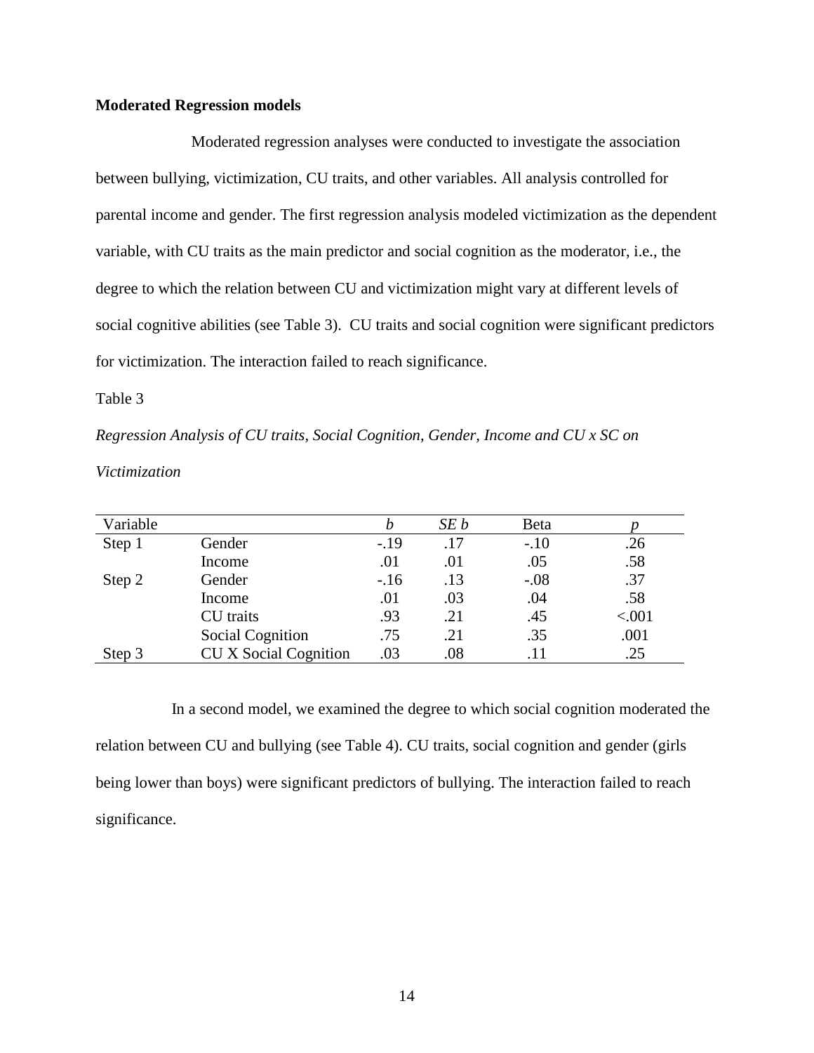**Moderated Regression models**

Moderated regression analyses were conducted to investigate the association between bullying, victimization, CU traits, and other variables. All analysis controlled for parental income and gender. The first regression analysis modeled victimization as the dependent variable, with CU traits as the main predictor and social cognition as the moderator, i.e., the degree to which the relation between CU and victimization might vary at different levels of social cognitive abilities (see Table 3). CU traits and social cognition were significant predictors for victimization. The interaction failed to reach significance.

Table 3

*Regression Analysis of CU traits, Social Cognition, Gender, Income and CU x SC on Victimization*

| Variable | | *b* | *SE b* | Beta | *p* |
|---|---|---|---|---|---|
| Step 1 | Gender | -.19 | .17 | -.10 | .26 |
| | Income | .01 | .01 | .05 | .58 |
| Step 2 | Gender | -.16 | .13 | -.08 | .37 |
| | Income | .01 | .03 | .04 | .58 |
| | CU traits | .93 | .21 | .45 | <.001 |
| | Social Cognition | .75 | .21 | .35 | .001 |
| Step 3 | CU X Social Cognition | .03 | .08 | .11 | .25 |

In a second model, we examined the degree to which social cognition moderated the relation between CU and bullying (see Table 4). CU traits, social cognition and gender (girls being lower than boys) were significant predictors of bullying. The interaction failed to reach significance.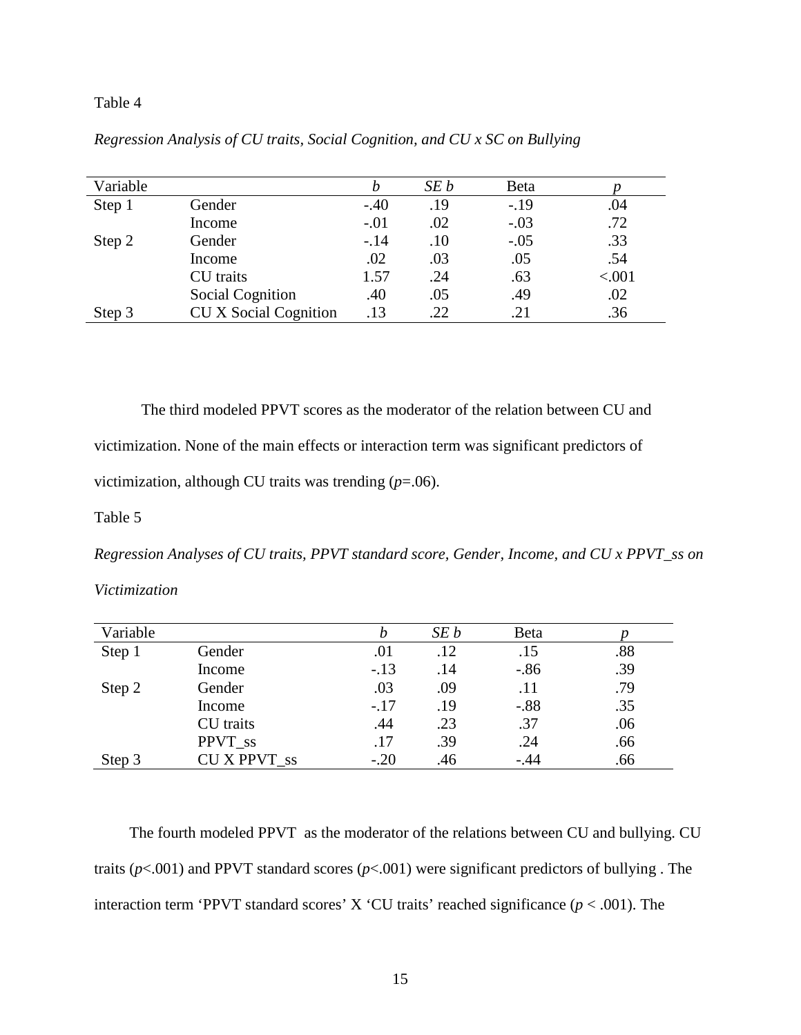Table 4

*Regression Analysis of CU traits, Social Cognition, and CU x SC on Bullying*

| Variable | | *b* | *SE b* | Beta | *p* |
|---|---|---|---|---|---|
| Step 1 | Gender | -.40 | .19 | -.19 | .04 |
| | Income | -.01 | .02 | -.03 | .72 |
| Step 2 | Gender | -.14 | .10 | -.05 | .33 |
| | Income | .02 | .03 | .05 | .54 |
| | CU traits | 1.57 | .24 | .63 | <.001 |
| | Social Cognition | .40 | .05 | .49 | .02 |
| Step 3 | CU X Social Cognition | .13 | .22 | .21 | .36 |

The third modeled PPVT scores as the moderator of the relation between CU and victimization. None of the main effects or interaction term was significant predictors of victimization, although CU traits was trending ($p$=.06).

Table 5

*Regression Analyses of CU traits, PPVT standard score, Gender, Income, and CU x PPVT_ss on Victimization*

| Variable | | *b* | *SE b* | Beta | *p* |
|---|---|---|---|---|---|
| Step 1 | Gender | .01 | .12 | .15 | .88 |
| | Income | -.13 | .14 | -.86 | .39 |
| Step 2 | Gender | .03 | .09 | .11 | .79 |
| | Income | -.17 | .19 | -.88 | .35 |
| | CU traits | .44 | .23 | .37 | .06 |
| | PPVT_ss | .17 | .39 | .24 | .66 |
| Step 3 | CU X PPVT_ss | -.20 | .46 | -.44 | .66 |

The fourth modeled PPVT as the moderator of the relations between CU and bullying. CU traits ($p$<.001) and PPVT standard scores ($p$<.001) were significant predictors of bullying . The interaction term 'PPVT standard scores' X 'CU traits' reached significance ($p$ < .001). The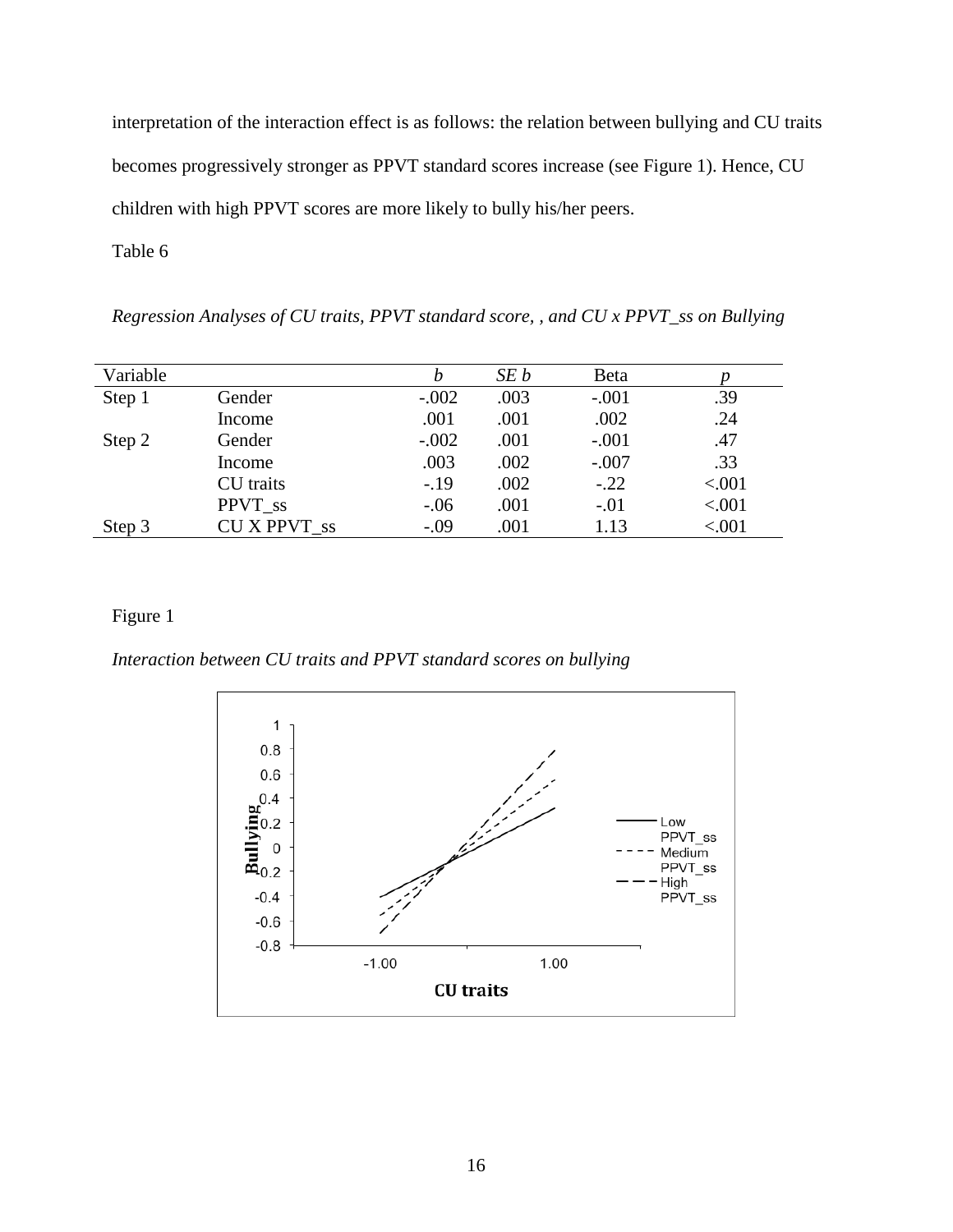interpretation of the interaction effect is as follows: the relation between bullying and CU traits becomes progressively stronger as PPVT standard scores increase (see Figure 1). Hence, CU children with high PPVT scores are more likely to bully his/her peers.

Table 6

*Regression Analyses of CU traits, PPVT standard score, , and CU x PPVT_ss on Bullying*

| Variable | | *b* | *SE b* | Beta | *p* |
|---|---|---|---|---|---|
| Step 1 | Gender | -.002 | .003 | -.001 | .39 |
| | Income | .001 | .001 | .002 | .24 |
| Step 2 | Gender | -.002 | .001 | -.001 | .47 |
| | Income | .003 | .002 | -.007 | .33 |
| | CU traits | -.19 | .002 | -.22 | <.001 |
| | PPVT_ss | -.06 | .001 | -.01 | <.001 |
| Step 3 | CU X PPVT_ss | -.09 | .001 | 1.13 | <.001 |

Figure 1

*Interaction between CU traits and PPVT standard scores on bullying*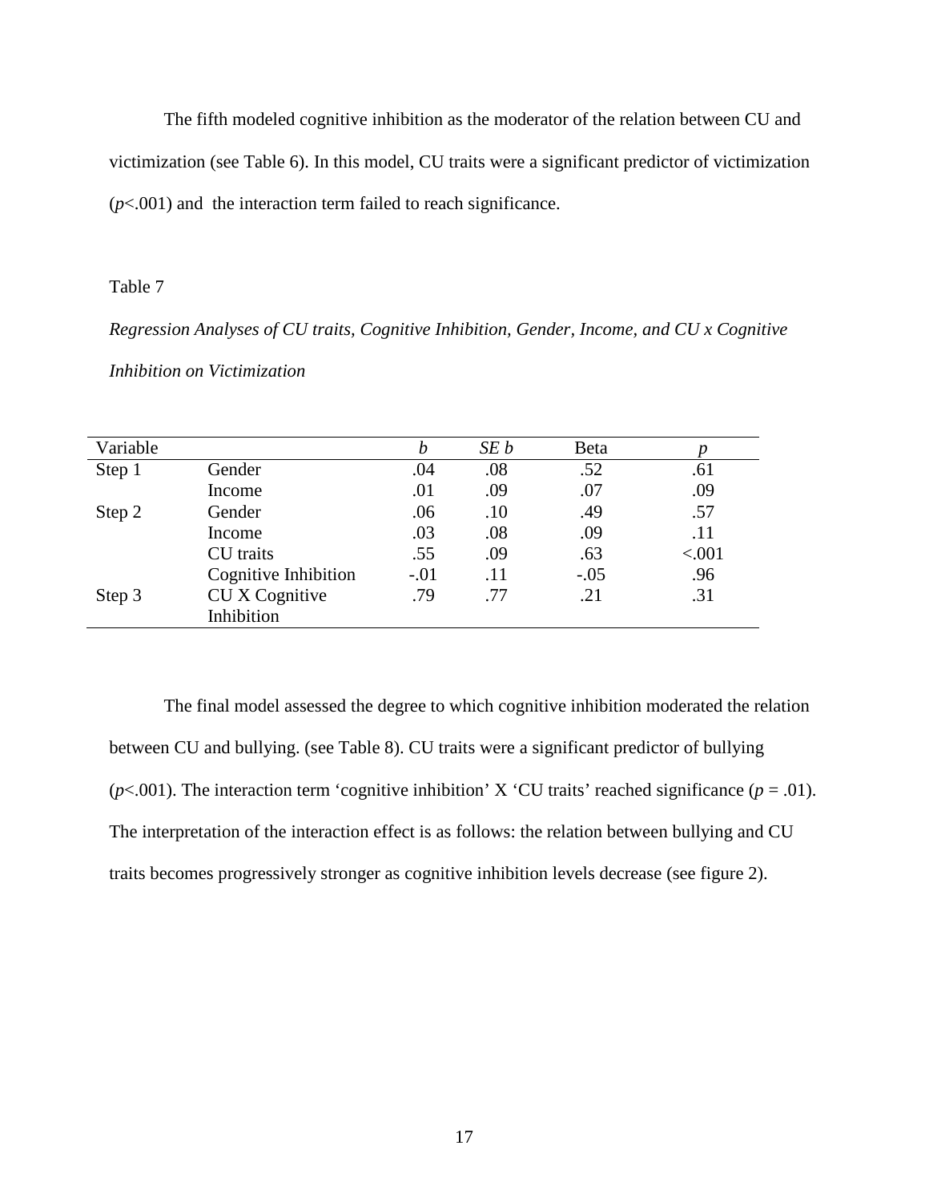The fifth modeled cognitive inhibition as the moderator of the relation between CU and victimization (see Table 6). In this model, CU traits were a significant predictor of victimization ($p$<.001) and the interaction term failed to reach significance.

Table 7

*Regression Analyses of CU traits, Cognitive Inhibition, Gender, Income, and CU x Cognitive Inhibition on Victimization*

| Variable | | *b* | *SE b* | Beta | *p* |
|---|---|---|---|---|---|
| Step 1 | Gender | .04 | .08 | .52 | .61 |
| | Income | .01 | .09 | .07 | .09 |
| Step 2 | Gender | .06 | .10 | .49 | .57 |
| | Income | .03 | .08 | .09 | .11 |
| | CU traits | .55 | .09 | .63 | <.001 |
| | Cognitive Inhibition | -.01 | .11 | -.05 | .96 |
| Step 3 | CU X Cognitive Inhibition | .79 | .77 | .21 | .31 |

The final model assessed the degree to which cognitive inhibition moderated the relation between CU and bullying. (see Table 8). CU traits were a significant predictor of bullying ($p$<.001). The interaction term 'cognitive inhibition' X 'CU traits' reached significance ($p$ = .01). The interpretation of the interaction effect is as follows: the relation between bullying and CU traits becomes progressively stronger as cognitive inhibition levels decrease (see figure 2).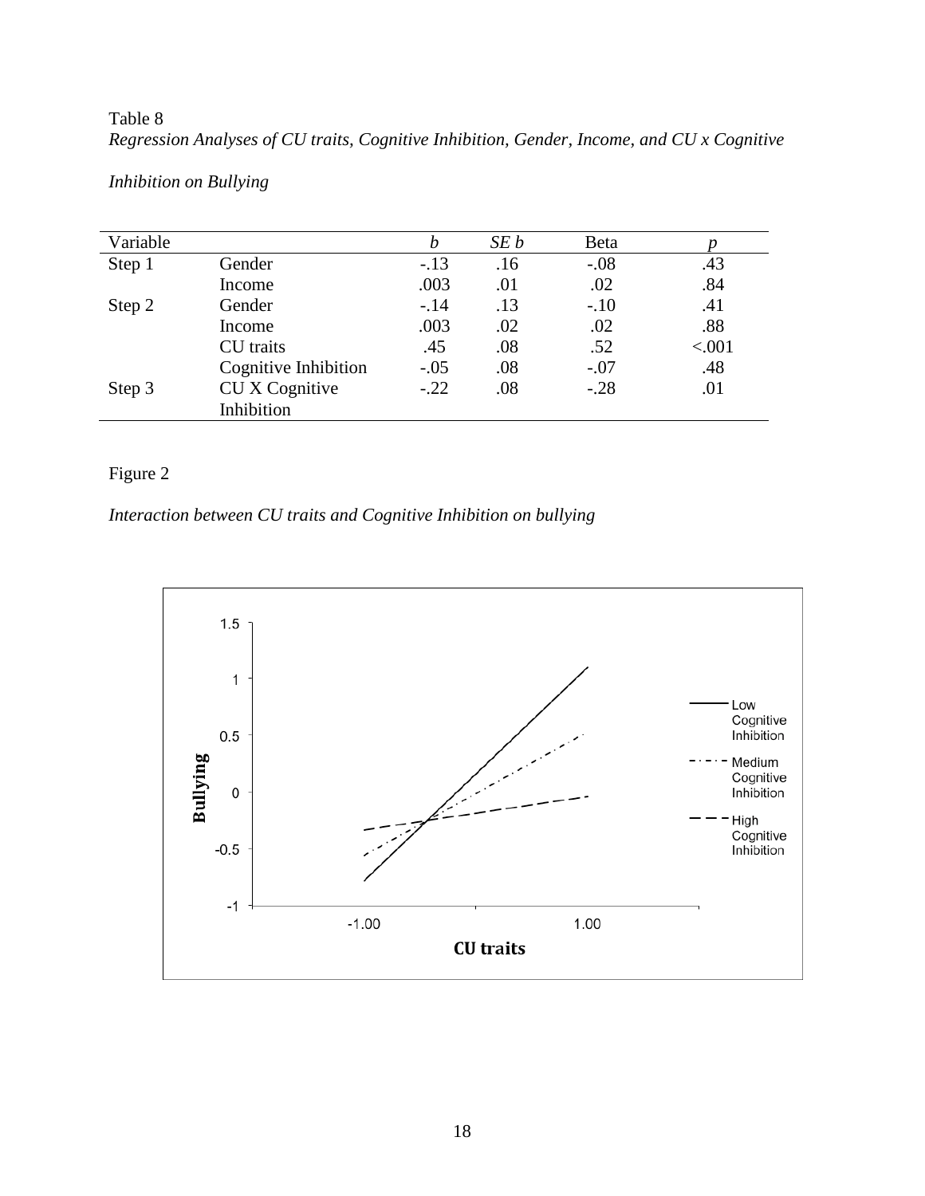Table 8

*Regression Analyses of CU traits, Cognitive Inhibition, Gender, Income, and CU x Cognitive Inhibition on Bullying*

| Variable | | *b* | *SE b* | Beta | *p* |
|---|---|---|---|---|---|
| Step 1 | Gender | -.13 | .16 | -.08 | .43 |
| | Income | .003 | .01 | .02 | .84 |
| Step 2 | Gender | -.14 | .13 | -.10 | .41 |
| | Income | .003 | .02 | .02 | .88 |
| | CU traits | .45 | .08 | .52 | <.001 |
| | Cognitive Inhibition | -.05 | .08 | -.07 | .48 |
| Step 3 | CU X Cognitive Inhibition | -.22 | .08 | -.28 | .01 |

Figure 2

*Interaction between CU traits and Cognitive Inhibition on bullying*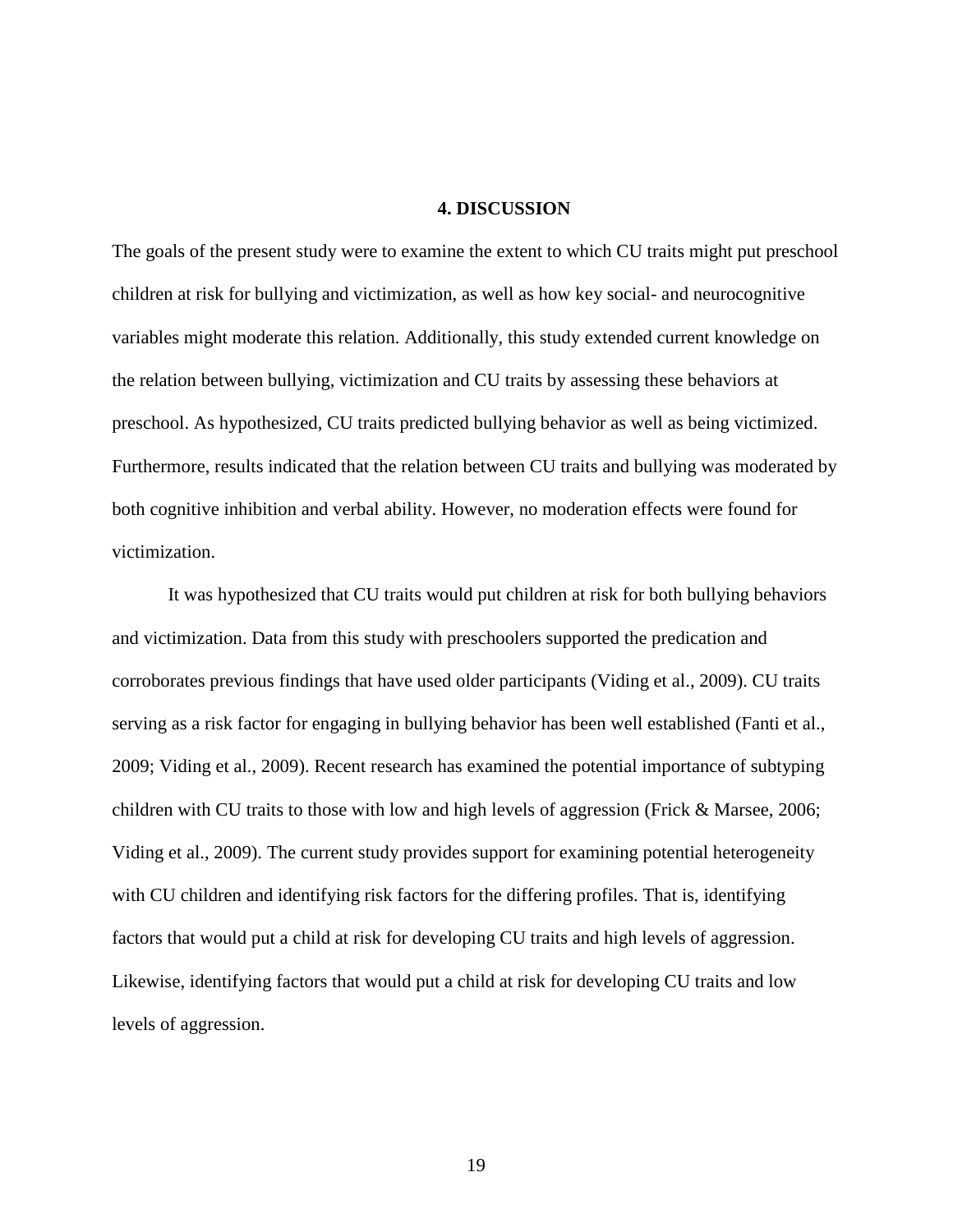# 4. DISCUSSION

The goals of the present study were to examine the extent to which CU traits might put preschool children at risk for bullying and victimization, as well as how key social- and neurocognitive variables might moderate this relation. Additionally, this study extended current knowledge on the relation between bullying, victimization and CU traits by assessing these behaviors at preschool. As hypothesized, CU traits predicted bullying behavior as well as being victimized. Furthermore, results indicated that the relation between CU traits and bullying was moderated by both cognitive inhibition and verbal ability. However, no moderation effects were found for victimization.

It was hypothesized that CU traits would put children at risk for both bullying behaviors and victimization. Data from this study with preschoolers supported the predication and corroborates previous findings that have used older participants (Viding et al., 2009). CU traits serving as a risk factor for engaging in bullying behavior has been well established (Fanti et al., 2009; Viding et al., 2009). Recent research has examined the potential importance of subtyping children with CU traits to those with low and high levels of aggression (Frick & Marsee, 2006; Viding et al., 2009). The current study provides support for examining potential heterogeneity with CU children and identifying risk factors for the differing profiles. That is, identifying factors that would put a child at risk for developing CU traits and high levels of aggression. Likewise, identifying factors that would put a child at risk for developing CU traits and low levels of aggression.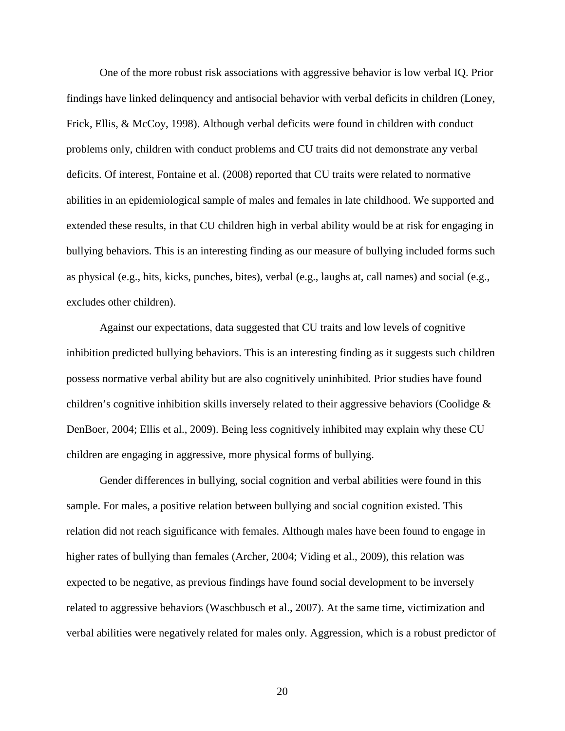One of the more robust risk associations with aggressive behavior is low verbal IQ. Prior findings have linked delinquency and antisocial behavior with verbal deficits in children (Loney, Frick, Ellis, & McCoy, 1998). Although verbal deficits were found in children with conduct problems only, children with conduct problems and CU traits did not demonstrate any verbal deficits. Of interest, Fontaine et al. (2008) reported that CU traits were related to normative abilities in an epidemiological sample of males and females in late childhood. We supported and extended these results, in that CU children high in verbal ability would be at risk for engaging in bullying behaviors. This is an interesting finding as our measure of bullying included forms such as physical (e.g., hits, kicks, punches, bites), verbal (e.g., laughs at, call names) and social (e.g., excludes other children).

Against our expectations, data suggested that CU traits and low levels of cognitive inhibition predicted bullying behaviors. This is an interesting finding as it suggests such children possess normative verbal ability but are also cognitively uninhibited. Prior studies have found children's cognitive inhibition skills inversely related to their aggressive behaviors (Coolidge & DenBoer, 2004; Ellis et al., 2009). Being less cognitively inhibited may explain why these CU children are engaging in aggressive, more physical forms of bullying.

Gender differences in bullying, social cognition and verbal abilities were found in this sample. For males, a positive relation between bullying and social cognition existed. This relation did not reach significance with females. Although males have been found to engage in higher rates of bullying than females (Archer, 2004; Viding et al., 2009), this relation was expected to be negative, as previous findings have found social development to be inversely related to aggressive behaviors (Waschbusch et al., 2007). At the same time, victimization and verbal abilities were negatively related for males only. Aggression, which is a robust predictor of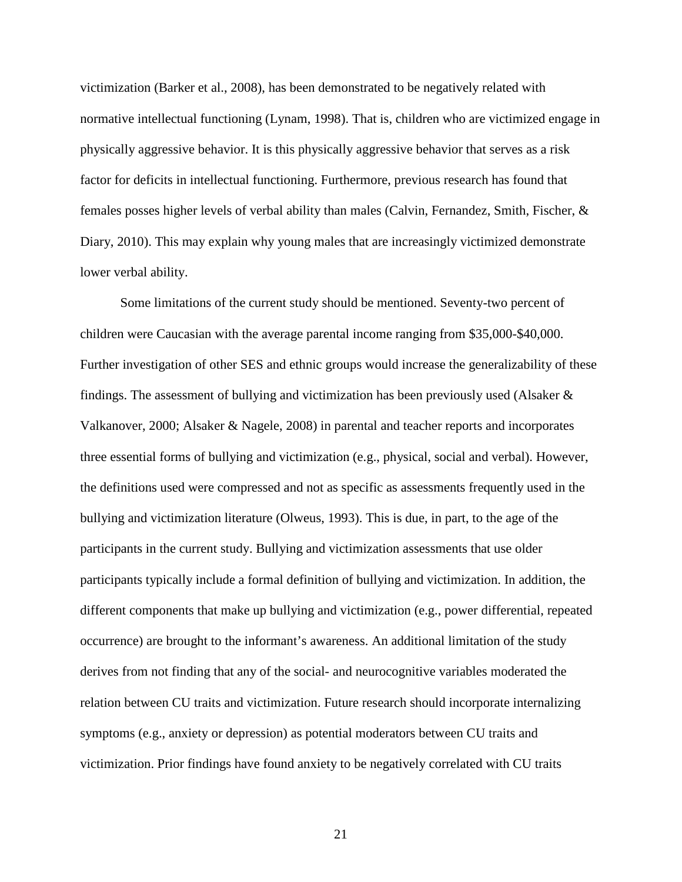victimization (Barker et al., 2008), has been demonstrated to be negatively related with normative intellectual functioning (Lynam, 1998). That is, children who are victimized engage in physically aggressive behavior. It is this physically aggressive behavior that serves as a risk factor for deficits in intellectual functioning. Furthermore, previous research has found that females posses higher levels of verbal ability than males (Calvin, Fernandez, Smith, Fischer, & Diary, 2010). This may explain why young males that are increasingly victimized demonstrate lower verbal ability.

Some limitations of the current study should be mentioned. Seventy-two percent of children were Caucasian with the average parental income ranging from $35,000-$40,000. Further investigation of other SES and ethnic groups would increase the generalizability of these findings. The assessment of bullying and victimization has been previously used (Alsaker & Valkanover, 2000; Alsaker & Nagele, 2008) in parental and teacher reports and incorporates three essential forms of bullying and victimization (e.g., physical, social and verbal). However, the definitions used were compressed and not as specific as assessments frequently used in the bullying and victimization literature (Olweus, 1993). This is due, in part, to the age of the participants in the current study. Bullying and victimization assessments that use older participants typically include a formal definition of bullying and victimization. In addition, the different components that make up bullying and victimization (e.g., power differential, repeated occurrence) are brought to the informant's awareness. An additional limitation of the study derives from not finding that any of the social- and neurocognitive variables moderated the relation between CU traits and victimization. Future research should incorporate internalizing symptoms (e.g., anxiety or depression) as potential moderators between CU traits and victimization. Prior findings have found anxiety to be negatively correlated with CU traits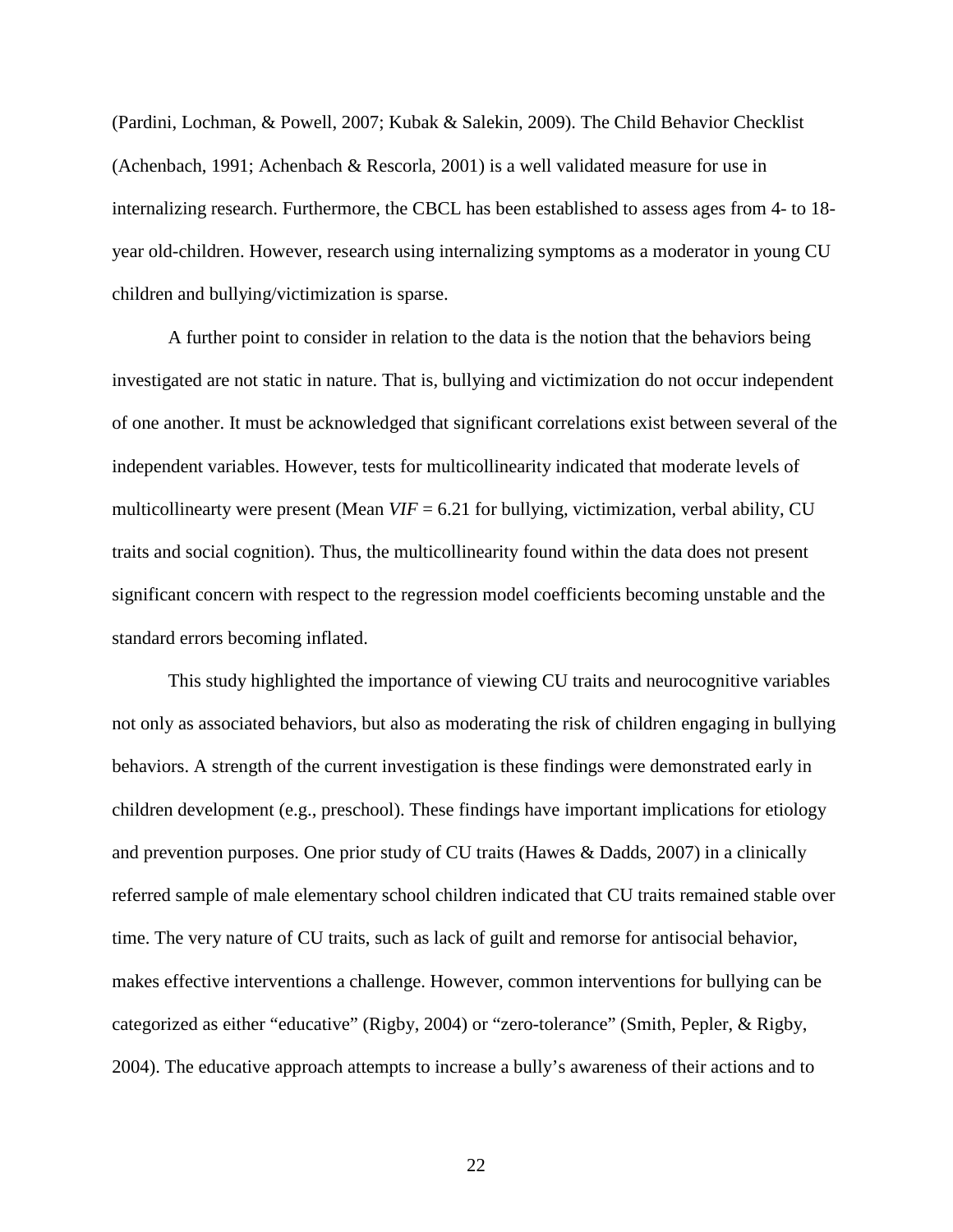(Pardini, Lochman, & Powell, 2007; Kubak & Salekin, 2009). The Child Behavior Checklist (Achenbach, 1991; Achenbach & Rescorla, 2001) is a well validated measure for use in internalizing research. Furthermore, the CBCL has been established to assess ages from 4- to 18-year old-children. However, research using internalizing symptoms as a moderator in young CU children and bullying/victimization is sparse.

A further point to consider in relation to the data is the notion that the behaviors being investigated are not static in nature. That is, bullying and victimization do not occur independent of one another. It must be acknowledged that significant correlations exist between several of the independent variables. However, tests for multicollinearity indicated that moderate levels of multicollinearty were present (Mean $VIF = 6.21$ for bullying, victimization, verbal ability, CU traits and social cognition). Thus, the multicollinearity found within the data does not present significant concern with respect to the regression model coefficients becoming unstable and the standard errors becoming inflated.

This study highlighted the importance of viewing CU traits and neurocognitive variables not only as associated behaviors, but also as moderating the risk of children engaging in bullying behaviors. A strength of the current investigation is these findings were demonstrated early in children development (e.g., preschool). These findings have important implications for etiology and prevention purposes. One prior study of CU traits (Hawes & Dadds, 2007) in a clinically referred sample of male elementary school children indicated that CU traits remained stable over time. The very nature of CU traits, such as lack of guilt and remorse for antisocial behavior, makes effective interventions a challenge. However, common interventions for bullying can be categorized as either "educative" (Rigby, 2004) or "zero-tolerance" (Smith, Pepler, & Rigby, 2004). The educative approach attempts to increase a bully's awareness of their actions and to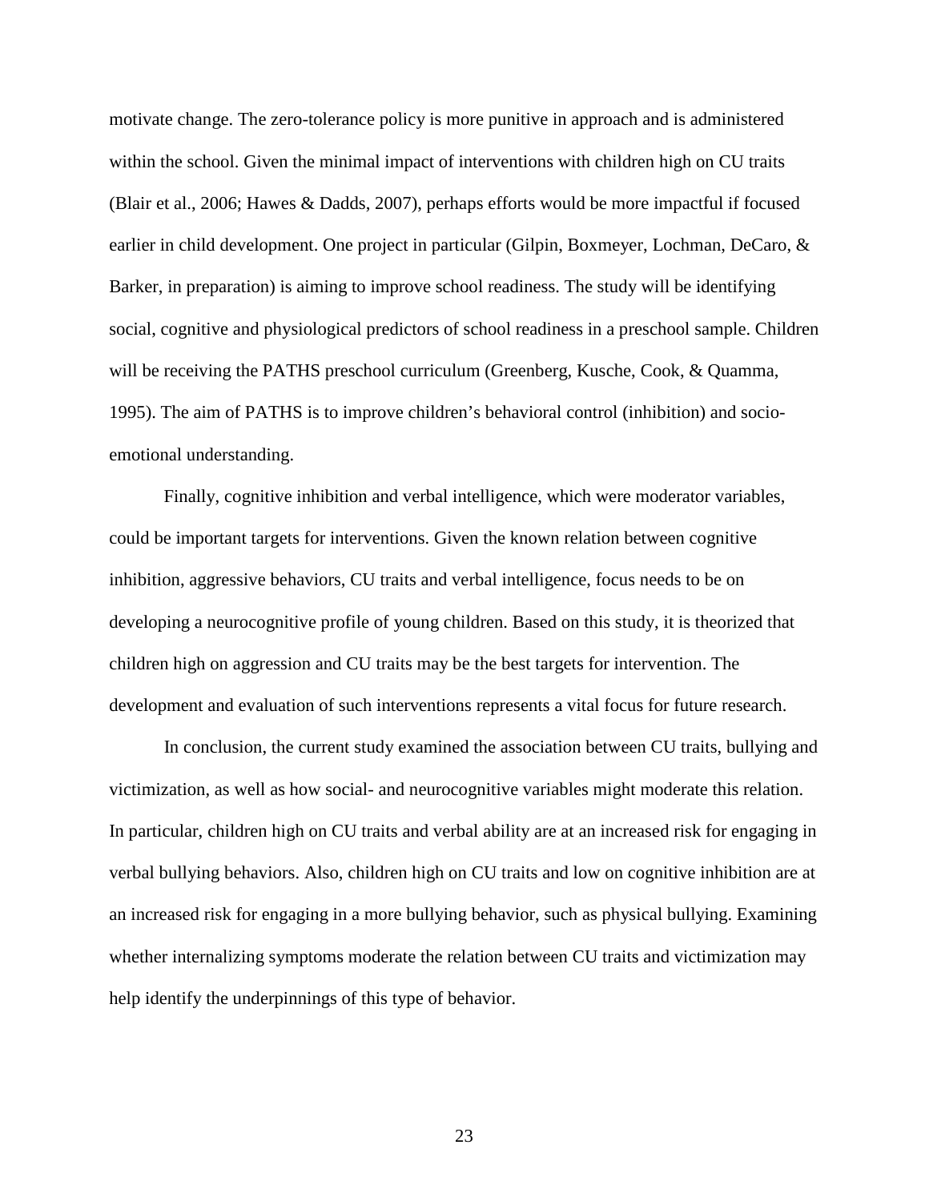motivate change. The zero-tolerance policy is more punitive in approach and is administered within the school. Given the minimal impact of interventions with children high on CU traits (Blair et al., 2006; Hawes & Dadds, 2007), perhaps efforts would be more impactful if focused earlier in child development. One project in particular (Gilpin, Boxmeyer, Lochman, DeCaro, & Barker, in preparation) is aiming to improve school readiness. The study will be identifying social, cognitive and physiological predictors of school readiness in a preschool sample. Children will be receiving the PATHS preschool curriculum (Greenberg, Kusche, Cook, & Quamma, 1995). The aim of PATHS is to improve children's behavioral control (inhibition) and socio-emotional understanding.

Finally, cognitive inhibition and verbal intelligence, which were moderator variables, could be important targets for interventions. Given the known relation between cognitive inhibition, aggressive behaviors, CU traits and verbal intelligence, focus needs to be on developing a neurocognitive profile of young children. Based on this study, it is theorized that children high on aggression and CU traits may be the best targets for intervention. The development and evaluation of such interventions represents a vital focus for future research.

In conclusion, the current study examined the association between CU traits, bullying and victimization, as well as how social- and neurocognitive variables might moderate this relation. In particular, children high on CU traits and verbal ability are at an increased risk for engaging in verbal bullying behaviors. Also, children high on CU traits and low on cognitive inhibition are at an increased risk for engaging in a more bullying behavior, such as physical bullying. Examining whether internalizing symptoms moderate the relation between CU traits and victimization may help identify the underpinnings of this type of behavior.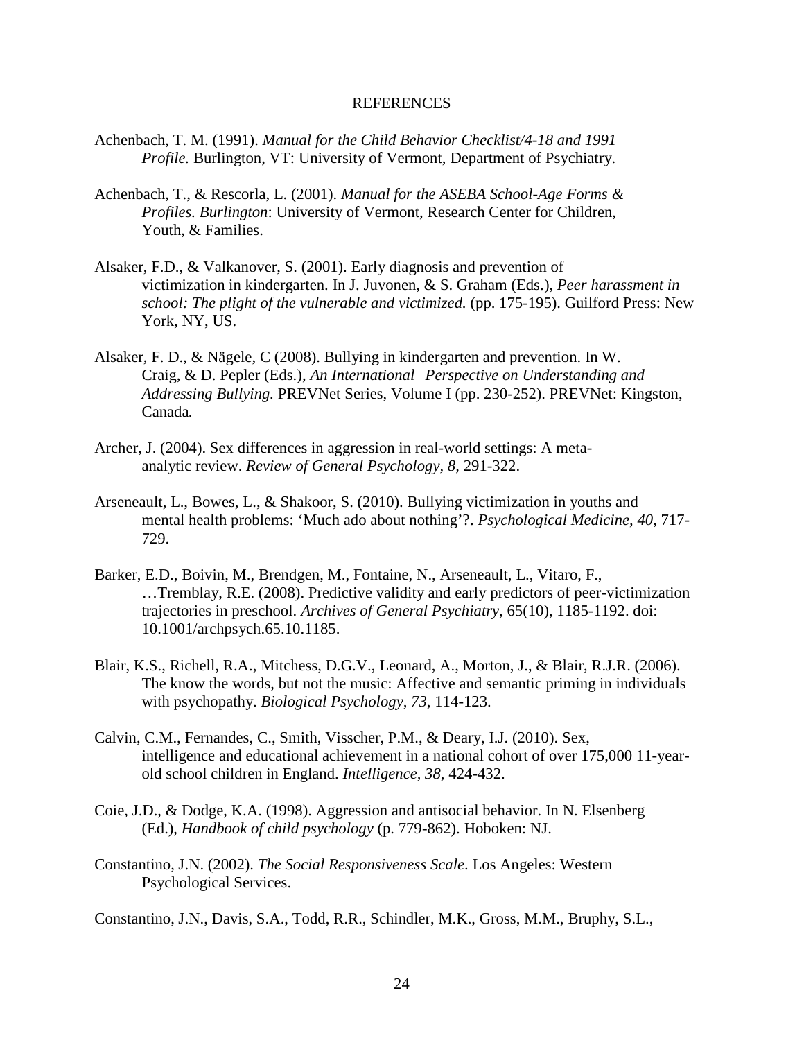# REFERENCES

Achenbach, T. M. (1991). *Manual for the Child Behavior Checklist/4-18 and 1991 Profile.* Burlington, VT: University of Vermont, Department of Psychiatry.

Achenbach, T., & Rescorla, L. (2001). *Manual for the ASEBA School-Age Forms & Profiles. Burlington*: University of Vermont, Research Center for Children, Youth, & Families.

Alsaker, F.D., & Valkanover, S. (2001). Early diagnosis and prevention of victimization in kindergarten. In J. Juvonen, & S. Graham (Eds.), *Peer harassment in school: The plight of the vulnerable and victimized.* (pp. 175-195). Guilford Press: New York, NY, US.

Alsaker, F. D., & Nägele, C (2008). Bullying in kindergarten and prevention. In W. Craig, & D. Pepler (Eds.), *An International Perspective on Understanding and Addressing Bullying.* PREVNet Series, Volume I (pp. 230-252). PREVNet: Kingston, Canada*.*

Archer, J. (2004). Sex differences in aggression in real-world settings: A meta-analytic review. *Review of General Psychology, 8,* 291-322.

Arseneault, L., Bowes, L., & Shakoor, S. (2010). Bullying victimization in youths and mental health problems: 'Much ado about nothing'?. *Psychological Medicine, 40,* 717-729.

Barker, E.D., Boivin, M., Brendgen, M., Fontaine, N., Arseneault, L., Vitaro, F., …Tremblay, R.E. (2008). Predictive validity and early predictors of peer-victimization trajectories in preschool. *Archives of General Psychiatry*, 65(10), 1185-1192. doi: 10.1001/archpsych.65.10.1185.

Blair, K.S., Richell, R.A., Mitchess, D.G.V., Leonard, A., Morton, J., & Blair, R.J.R. (2006). The know the words, but not the music: Affective and semantic priming in individuals with psychopathy. *Biological Psychology, 73,* 114-123.

Calvin, C.M., Fernandes, C., Smith, Visscher, P.M., & Deary, I.J. (2010). Sex, intelligence and educational achievement in a national cohort of over 175,000 11-year-old school children in England. *Intelligence, 38,* 424-432.

Coie, J.D., & Dodge, K.A. (1998). Aggression and antisocial behavior. In N. Elsenberg (Ed.), *Handbook of child psychology* (p. 779-862). Hoboken: NJ.

Constantino, J.N. (2002). *The Social Responsiveness Scale*. Los Angeles: Western Psychological Services.

Constantino, J.N., Davis, S.A., Todd, R.R., Schindler, M.K., Gross, M.M., Bruphy, S.L.,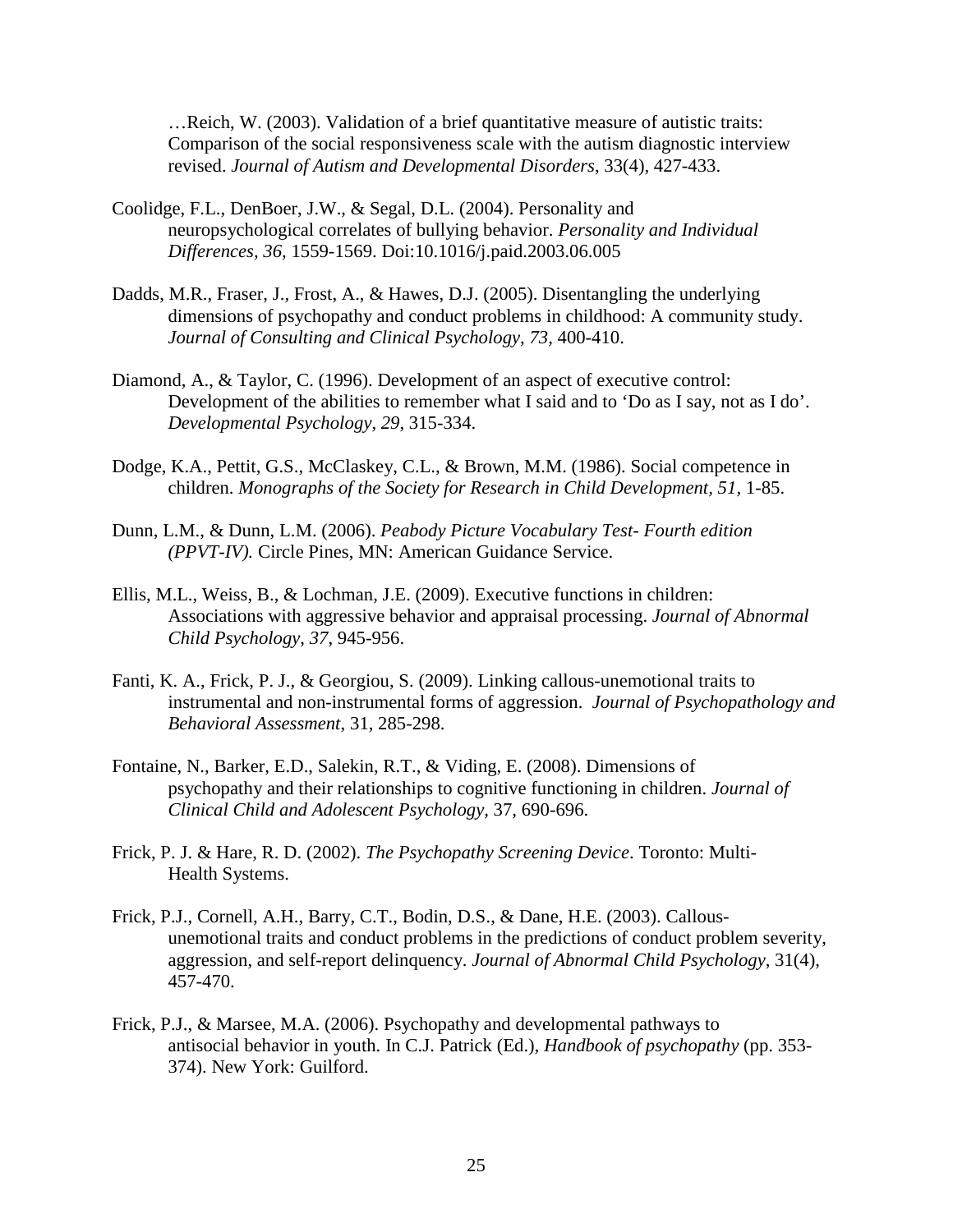…Reich, W. (2003). Validation of a brief quantitative measure of autistic traits: Comparison of the social responsiveness scale with the autism diagnostic interview revised. *Journal of Autism and Developmental Disorders*, 33(4), 427-433.

Coolidge, F.L., DenBoer, J.W., & Segal, D.L. (2004). Personality and neuropsychological correlates of bullying behavior. *Personality and Individual Differences, 36,* 1559-1569. Doi:10.1016/j.paid.2003.06.005

Dadds, M.R., Fraser, J., Frost, A., & Hawes, D.J. (2005). Disentangling the underlying dimensions of psychopathy and conduct problems in childhood: A community study. *Journal of Consulting and Clinical Psychology, 73*, 400-410.

Diamond, A., & Taylor, C. (1996). Development of an aspect of executive control: Development of the abilities to remember what I said and to 'Do as I say, not as I do'. *Developmental Psychology, 29*, 315-334.

Dodge, K.A., Pettit, G.S., McClaskey, C.L., & Brown, M.M. (1986). Social competence in children. *Monographs of the Society for Research in Child Development, 51,* 1-85.

Dunn, L.M., & Dunn, L.M. (2006). *Peabody Picture Vocabulary Test- Fourth edition (PPVT-IV).* Circle Pines, MN: American Guidance Service.

Ellis, M.L., Weiss, B., & Lochman, J.E. (2009). Executive functions in children: Associations with aggressive behavior and appraisal processing. *Journal of Abnormal Child Psychology, 37,* 945-956.

Fanti, K. A., Frick, P. J., & Georgiou, S. (2009). Linking callous-unemotional traits to instrumental and non-instrumental forms of aggression. *Journal of Psychopathology and Behavioral Assessment*, 31, 285-298.

Fontaine, N., Barker, E.D., Salekin, R.T., & Viding, E. (2008). Dimensions of psychopathy and their relationships to cognitive functioning in children. *Journal of Clinical Child and Adolescent Psychology*, 37, 690-696.

Frick, P. J. & Hare, R. D. (2002). *The Psychopathy Screening Device*. Toronto: Multi-Health Systems.

Frick, P.J., Cornell, A.H., Barry, C.T., Bodin, D.S., & Dane, H.E. (2003). Callous-unemotional traits and conduct problems in the predictions of conduct problem severity, aggression, and self-report delinquency. *Journal of Abnormal Child Psychology*, 31(4), 457-470.

Frick, P.J., & Marsee, M.A. (2006). Psychopathy and developmental pathways to antisocial behavior in youth. In C.J. Patrick (Ed.), *Handbook of psychopathy* (pp. 353-374). New York: Guilford.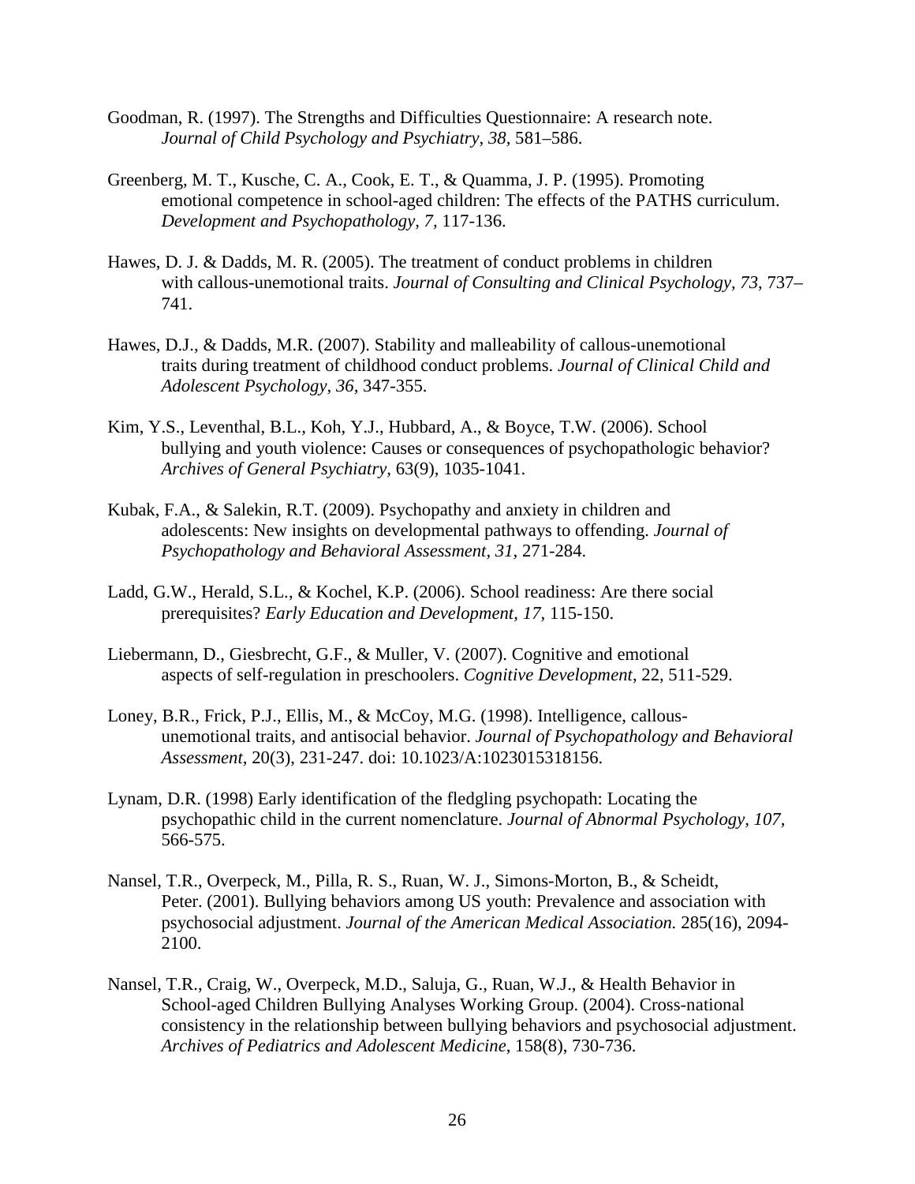Goodman, R. (1997). The Strengths and Difficulties Questionnaire: A research note. *Journal of Child Psychology and Psychiatry, 38*, 581–586.

Greenberg, M. T., Kusche, C. A., Cook, E. T., & Quamma, J. P. (1995). Promoting emotional competence in school-aged children: The effects of the PATHS curriculum. *Development and Psychopathology, 7*, 117-136.

Hawes, D. J. & Dadds, M. R. (2005). The treatment of conduct problems in children with callous-unemotional traits. *Journal of Consulting and Clinical Psychology, 73*, 737–741.

Hawes, D.J., & Dadds, M.R. (2007). Stability and malleability of callous-unemotional traits during treatment of childhood conduct problems. *Journal of Clinical Child and Adolescent Psychology, 36*, 347-355.

Kim, Y.S., Leventhal, B.L., Koh, Y.J., Hubbard, A., & Boyce, T.W. (2006). School bullying and youth violence: Causes or consequences of psychopathologic behavior? *Archives of General Psychiatry*, 63(9), 1035-1041.

Kubak, F.A., & Salekin, R.T. (2009). Psychopathy and anxiety in children and adolescents: New insights on developmental pathways to offending. *Journal of Psychopathology and Behavioral Assessment, 31*, 271-284.

Ladd, G.W., Herald, S.L., & Kochel, K.P. (2006). School readiness: Are there social prerequisites? *Early Education and Development, 17*, 115-150.

Liebermann, D., Giesbrecht, G.F., & Muller, V. (2007). Cognitive and emotional aspects of self-regulation in preschoolers. *Cognitive Development*, 22, 511-529.

Loney, B.R., Frick, P.J., Ellis, M., & McCoy, M.G. (1998). Intelligence, callous-unemotional traits, and antisocial behavior. *Journal of Psychopathology and Behavioral Assessment*, 20(3), 231-247. doi: 10.1023/A:1023015318156.

Lynam, D.R. (1998) Early identification of the fledgling psychopath: Locating the psychopathic child in the current nomenclature. *Journal of Abnormal Psychology, 107*, 566-575.

Nansel, T.R., Overpeck, M., Pilla, R. S., Ruan, W. J., Simons-Morton, B., & Scheidt, Peter. (2001). Bullying behaviors among US youth: Prevalence and association with psychosocial adjustment. *Journal of the American Medical Association.* 285(16), 2094-2100.

Nansel, T.R., Craig, W., Overpeck, M.D., Saluja, G., Ruan, W.J., & Health Behavior in School-aged Children Bullying Analyses Working Group. (2004). Cross-national consistency in the relationship between bullying behaviors and psychosocial adjustment. *Archives of Pediatrics and Adolescent Medicine*, 158(8), 730-736.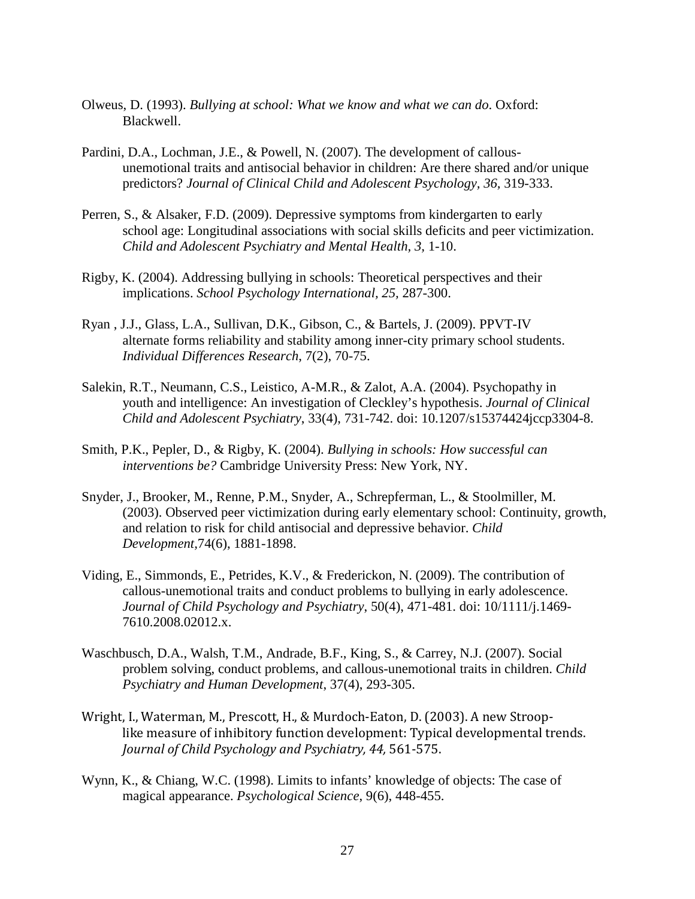Olweus, D. (1993). *Bullying at school: What we know and what we can do*. Oxford: Blackwell.

Pardini, D.A., Lochman, J.E., & Powell, N. (2007). The development of callous-unemotional traits and antisocial behavior in children: Are there shared and/or unique predictors? *Journal of Clinical Child and Adolescent Psychology, 36*, 319-333.

Perren, S., & Alsaker, F.D. (2009). Depressive symptoms from kindergarten to early school age: Longitudinal associations with social skills deficits and peer victimization. *Child and Adolescent Psychiatry and Mental Health, 3,* 1-10.

Rigby, K. (2004). Addressing bullying in schools: Theoretical perspectives and their implications. *School Psychology International, 25,* 287-300.

Ryan , J.J., Glass, L.A., Sullivan, D.K., Gibson, C., & Bartels, J. (2009). PPVT-IV alternate forms reliability and stability among inner-city primary school students. *Individual Differences Research*, 7(2), 70-75.

Salekin, R.T., Neumann, C.S., Leistico, A-M.R., & Zalot, A.A. (2004). Psychopathy in youth and intelligence: An investigation of Cleckley's hypothesis. *Journal of Clinical Child and Adolescent Psychiatry*, 33(4), 731-742. doi: 10.1207/s15374424jccp3304-8.

Smith, P.K., Pepler, D., & Rigby, K. (2004). *Bullying in schools: How successful can interventions be?* Cambridge University Press: New York, NY.

Snyder, J., Brooker, M., Renne, P.M., Snyder, A., Schrepferman, L., & Stoolmiller, M. (2003). Observed peer victimization during early elementary school: Continuity, growth, and relation to risk for child antisocial and depressive behavior. *Child Development*,74(6), 1881-1898.

Viding, E., Simmonds, E., Petrides, K.V., & Frederickon, N. (2009). The contribution of callous-unemotional traits and conduct problems to bullying in early adolescence. *Journal of Child Psychology and Psychiatry*, 50(4), 471-481. doi: 10/1111/j.1469-7610.2008.02012.x.

Waschbusch, D.A., Walsh, T.M., Andrade, B.F., King, S., & Carrey, N.J. (2007). Social problem solving, conduct problems, and callous-unemotional traits in children. *Child Psychiatry and Human Development*, 37(4), 293-305.

Wright, I., Waterman, M., Prescott, H., & Murdoch-Eaton, D. (2003). A new Stroop-like measure of inhibitory function development: Typical developmental trends. *Journal of Child Psychology and Psychiatry, 44,* 561-575.

Wynn, K., & Chiang, W.C. (1998). Limits to infants' knowledge of objects: The case of magical appearance. *Psychological Science*, 9(6), 448-455.